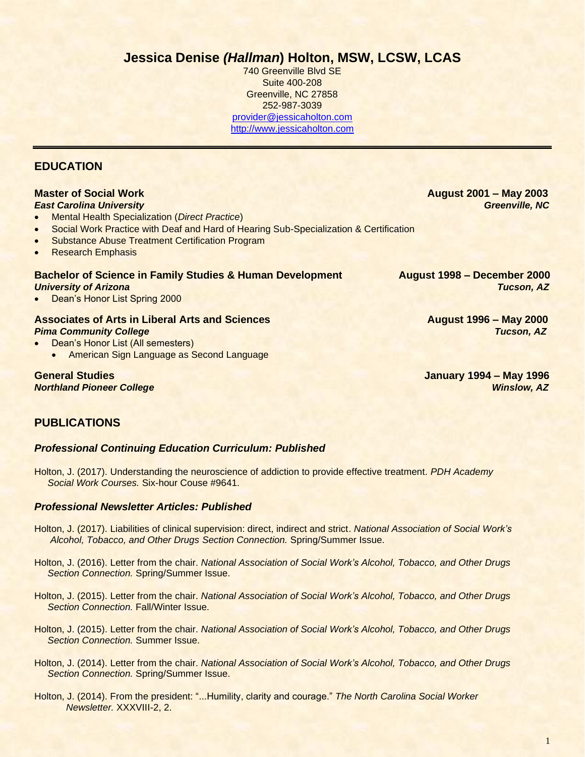# Jessica Denise *(Hallman)* Holton, MSW, LCSW, LCAS

740 Greenville Blvd SE
Suite 400-208
Greenville, NC 27858
252-987-3039
provider@jessicaholton.com
http://www.jessicaholton.com

## EDUCATION

**Master of Social Work** — **August 2001 – May 2003**
***East Carolina University*** — ***Greenville, NC***

- Mental Health Specialization (*Direct Practice*)
- Social Work Practice with Deaf and Hard of Hearing Sub-Specialization & Certification
- Substance Abuse Treatment Certification Program
- Research Emphasis

**Bachelor of Science in Family Studies & Human Development** — **August 1998 – December 2000**
***University of Arizona*** — ***Tucson, AZ***

- Dean's Honor List Spring 2000

**Associates of Arts in Liberal Arts and Sciences** — **August 1996 – May 2000**
***Pima Community College*** — ***Tucson, AZ***

- Dean's Honor List (All semesters)
  - American Sign Language as Second Language

**General Studies** — **January 1994 – May 1996**
***Northland Pioneer College*** — ***Winslow, AZ***

## PUBLICATIONS

### *Professional Continuing Education Curriculum: Published*

Holton, J. (2017). Understanding the neuroscience of addiction to provide effective treatment. *PDH Academy Social Work Courses.* Six-hour Couse #9641.

### *Professional Newsletter Articles: Published*

Holton, J. (2017). Liabilities of clinical supervision: direct, indirect and strict. *National Association of Social Work's Alcohol, Tobacco, and Other Drugs Section Connection.* Spring/Summer Issue.

Holton, J. (2016). Letter from the chair. *National Association of Social Work's Alcohol, Tobacco, and Other Drugs Section Connection.* Spring/Summer Issue.

Holton, J. (2015). Letter from the chair. *National Association of Social Work's Alcohol, Tobacco, and Other Drugs Section Connection.* Fall/Winter Issue.

Holton, J. (2015). Letter from the chair. *National Association of Social Work's Alcohol, Tobacco, and Other Drugs Section Connection.* Summer Issue.

Holton, J. (2014). Letter from the chair. *National Association of Social Work's Alcohol, Tobacco, and Other Drugs Section Connection.* Spring/Summer Issue.

Holton, J. (2014). From the president: "...Humility, clarity and courage." *The North Carolina Social Worker Newsletter.* XXXVIII-2, 2.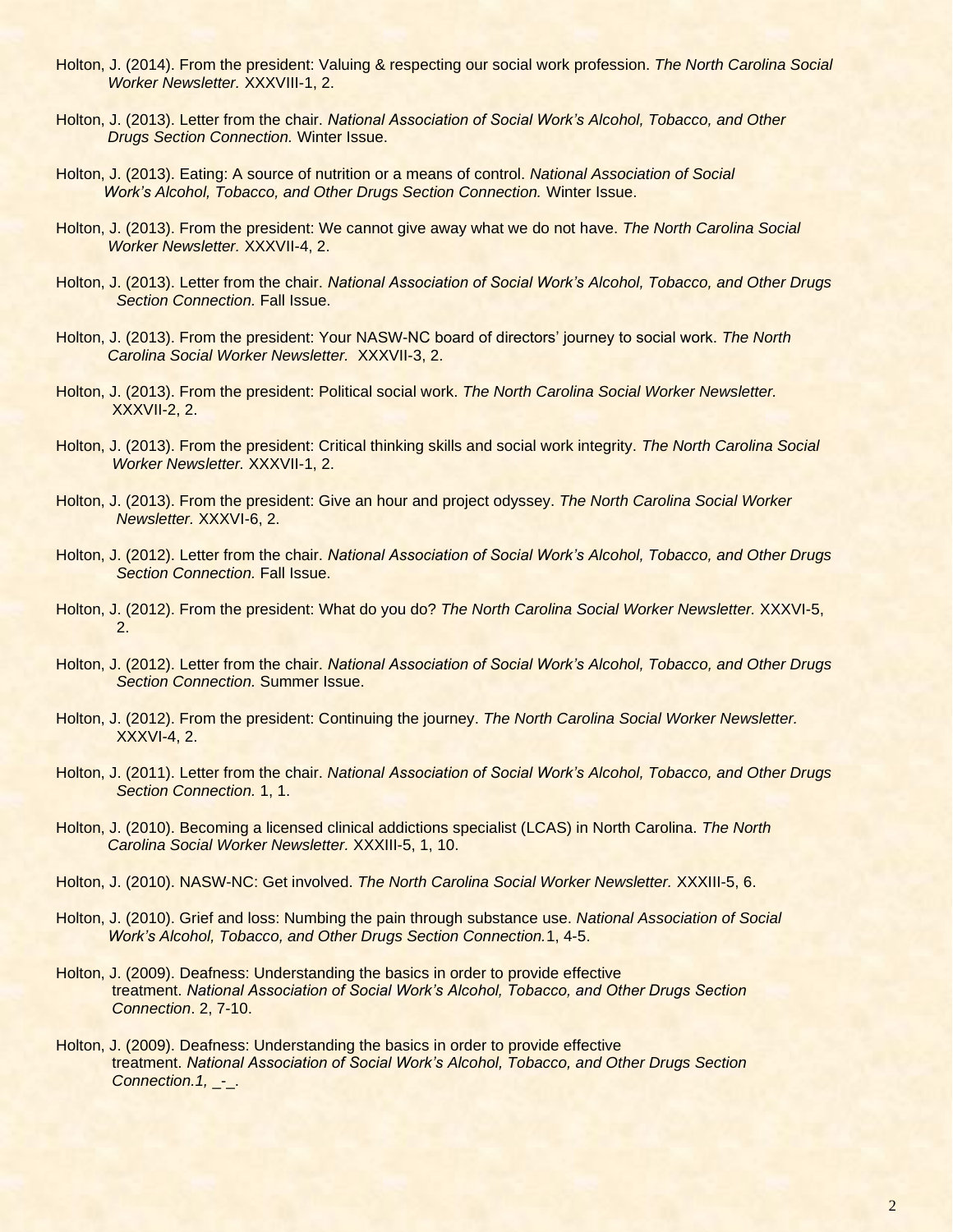Holton, J. (2014). From the president: Valuing & respecting our social work profession. *The North Carolina Social Worker Newsletter.* XXXVIII-1, 2.

Holton, J. (2013). Letter from the chair. *National Association of Social Work's Alcohol, Tobacco, and Other Drugs Section Connection.* Winter Issue.

Holton, J. (2013). Eating: A source of nutrition or a means of control. *National Association of Social Work's Alcohol, Tobacco, and Other Drugs Section Connection.* Winter Issue.

Holton, J. (2013). From the president: We cannot give away what we do not have. *The North Carolina Social Worker Newsletter.* XXXVII-4, 2.

Holton, J. (2013). Letter from the chair. *National Association of Social Work's Alcohol, Tobacco, and Other Drugs Section Connection.* Fall Issue.

Holton, J. (2013). From the president: Your NASW-NC board of directors' journey to social work. *The North Carolina Social Worker Newsletter.* XXXVII-3, 2.

Holton, J. (2013). From the president: Political social work. *The North Carolina Social Worker Newsletter.* XXXVII-2, 2.

Holton, J. (2013). From the president: Critical thinking skills and social work integrity. *The North Carolina Social Worker Newsletter.* XXXVII-1, 2.

Holton, J. (2013). From the president: Give an hour and project odyssey. *The North Carolina Social Worker Newsletter.* XXXVI-6, 2.

Holton, J. (2012). Letter from the chair. *National Association of Social Work's Alcohol, Tobacco, and Other Drugs Section Connection.* Fall Issue.

Holton, J. (2012). From the president: What do you do? *The North Carolina Social Worker Newsletter.* XXXVI-5, 2.

Holton, J. (2012). Letter from the chair. *National Association of Social Work's Alcohol, Tobacco, and Other Drugs Section Connection.* Summer Issue.

Holton, J. (2012). From the president: Continuing the journey. *The North Carolina Social Worker Newsletter.* XXXVI-4, 2.

Holton, J. (2011). Letter from the chair. *National Association of Social Work's Alcohol, Tobacco, and Other Drugs Section Connection.* 1, 1.

Holton, J. (2010). Becoming a licensed clinical addictions specialist (LCAS) in North Carolina. *The North Carolina Social Worker Newsletter.* XXXIII-5, 1, 10.

Holton, J. (2010). NASW-NC: Get involved. *The North Carolina Social Worker Newsletter.* XXXIII-5, 6.

Holton, J. (2010). Grief and loss: Numbing the pain through substance use. *National Association of Social Work's Alcohol, Tobacco, and Other Drugs Section Connection.*1, 4-5.

Holton, J. (2009). Deafness: Understanding the basics in order to provide effective treatment. *National Association of Social Work's Alcohol, Tobacco, and Other Drugs Section Connection*. 2, 7-10.

Holton, J. (2009). Deafness: Understanding the basics in order to provide effective treatment. *National Association of Social Work's Alcohol, Tobacco, and Other Drugs Section Connection.1,* _-_.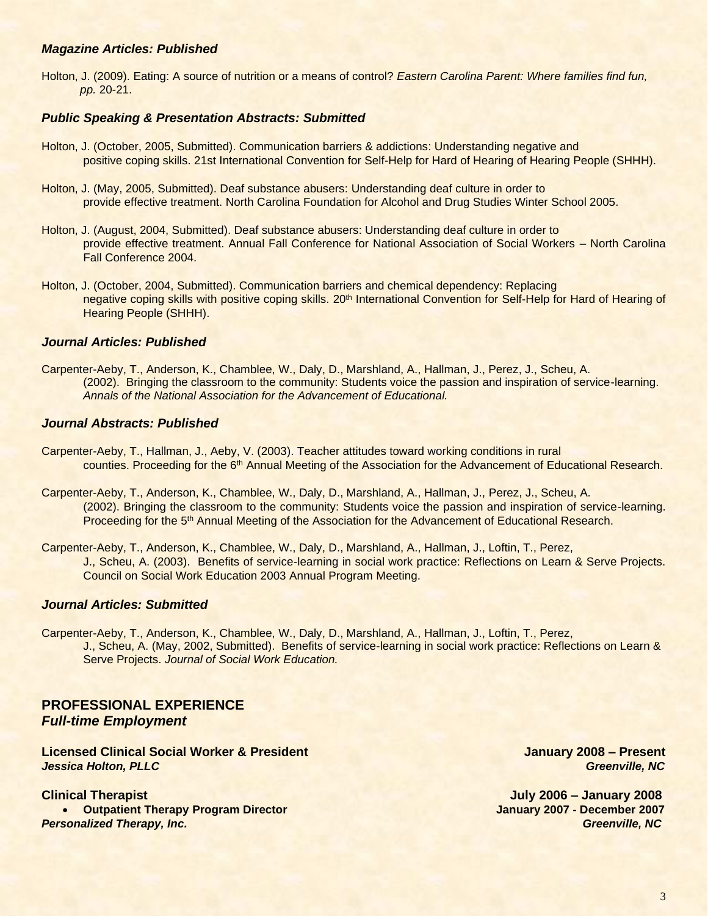### *Magazine Articles: Published*

Holton, J. (2009). Eating: A source of nutrition or a means of control? *Eastern Carolina Parent: Where families find fun, pp.* 20-21.

### *Public Speaking & Presentation Abstracts: Submitted*

Holton, J. (October, 2005, Submitted). Communication barriers & addictions: Understanding negative and positive coping skills. 21st International Convention for Self-Help for Hard of Hearing of Hearing People (SHHH).

Holton, J. (May, 2005, Submitted). Deaf substance abusers: Understanding deaf culture in order to provide effective treatment. North Carolina Foundation for Alcohol and Drug Studies Winter School 2005.

Holton, J. (August, 2004, Submitted). Deaf substance abusers: Understanding deaf culture in order to provide effective treatment. Annual Fall Conference for National Association of Social Workers – North Carolina Fall Conference 2004.

Holton, J. (October, 2004, Submitted). Communication barriers and chemical dependency: Replacing negative coping skills with positive coping skills. 20th International Convention for Self-Help for Hard of Hearing of Hearing People (SHHH).

### *Journal Articles: Published*

Carpenter-Aeby, T., Anderson, K., Chamblee, W., Daly, D., Marshland, A., Hallman, J., Perez, J., Scheu, A. (2002). Bringing the classroom to the community: Students voice the passion and inspiration of service-learning. *Annals of the National Association for the Advancement of Educational.*

### *Journal Abstracts: Published*

Carpenter-Aeby, T., Hallman, J., Aeby, V. (2003). Teacher attitudes toward working conditions in rural counties. Proceeding for the 6th Annual Meeting of the Association for the Advancement of Educational Research.

Carpenter-Aeby, T., Anderson, K., Chamblee, W., Daly, D., Marshland, A., Hallman, J., Perez, J., Scheu, A. (2002). Bringing the classroom to the community: Students voice the passion and inspiration of service-learning. Proceeding for the 5th Annual Meeting of the Association for the Advancement of Educational Research.

Carpenter-Aeby, T., Anderson, K., Chamblee, W., Daly, D., Marshland, A., Hallman, J., Loftin, T., Perez, J., Scheu, A. (2003). Benefits of service-learning in social work practice: Reflections on Learn & Serve Projects. Council on Social Work Education 2003 Annual Program Meeting.

### *Journal Articles: Submitted*

Carpenter-Aeby, T., Anderson, K., Chamblee, W., Daly, D., Marshland, A., Hallman, J., Loftin, T., Perez, J., Scheu, A. (May, 2002, Submitted). Benefits of service-learning in social work practice: Reflections on Learn & Serve Projects. *Journal of Social Work Education.*

## PROFESSIONAL EXPERIENCE
### *Full-time Employment*

**Licensed Clinical Social Worker & President** — **January 2008 – Present**
***Jessica Holton, PLLC*** — ***Greenville, NC***

**Clinical Therapist** — **July 2006 – January 2008**
- **Outpatient Therapy Program Director** — **January 2007 - December 2007**

***Personalized Therapy, Inc.*** — ***Greenville, NC***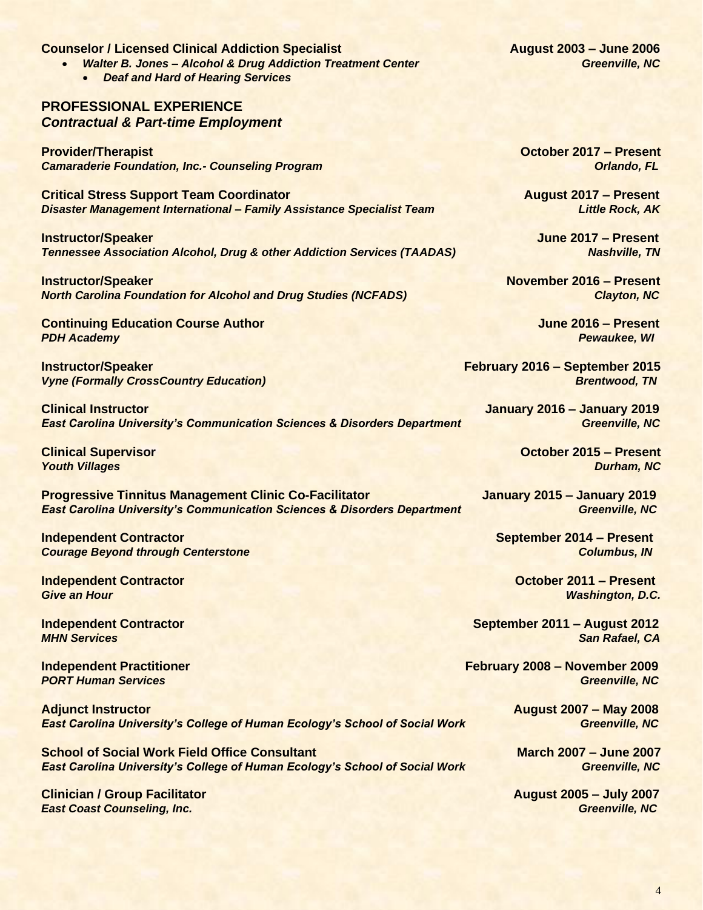**Counselor / Licensed Clinical Addiction Specialist** — **August 2003 – June 2006**

- ***Walter B. Jones – Alcohol & Drug Addiction Treatment Center*** — ***Greenville, NC***
    - ***Deaf and Hard of Hearing Services***

## PROFESSIONAL EXPERIENCE

### *Contractual & Part-time Employment*

**Provider/Therapist** — **October 2017 – Present**
***Camaraderie Foundation, Inc.- Counseling Program*** — ***Orlando, FL***

**Critical Stress Support Team Coordinator** — **August 2017 – Present**
***Disaster Management International – Family Assistance Specialist Team*** — ***Little Rock, AK***

**Instructor/Speaker** — **June 2017 – Present**
***Tennessee Association Alcohol, Drug & other Addiction Services (TAADAS)*** — ***Nashville, TN***

**Instructor/Speaker** — **November 2016 – Present**
***North Carolina Foundation for Alcohol and Drug Studies (NCFADS)*** — ***Clayton, NC***

**Continuing Education Course Author** — **June 2016 – Present**
***PDH Academy*** — ***Pewaukee, WI***

**Instructor/Speaker** — **February 2016 – September 2015**
***Vyne (Formally CrossCountry Education)*** — ***Brentwood, TN***

**Clinical Instructor** — **January 2016 – January 2019**
***East Carolina University's Communication Sciences & Disorders Department*** — ***Greenville, NC***

**Clinical Supervisor** — **October 2015 – Present**
***Youth Villages*** — ***Durham, NC***

**Progressive Tinnitus Management Clinic Co-Facilitator** — **January 2015 – January 2019**
***East Carolina University's Communication Sciences & Disorders Department*** — ***Greenville, NC***

**Independent Contractor** — **September 2014 – Present**
***Courage Beyond through Centerstone*** — ***Columbus, IN***

**Independent Contractor** — **October 2011 – Present**
***Give an Hour*** — ***Washington, D.C.***

**Independent Contractor** — **September 2011 – August 2012**
***MHN Services*** — ***San Rafael, CA***

**Independent Practitioner** — **February 2008 – November 2009**
***PORT Human Services*** — ***Greenville, NC***

**Adjunct Instructor** — **August 2007 – May 2008**
***East Carolina University's College of Human Ecology's School of Social Work*** — ***Greenville, NC***

**School of Social Work Field Office Consultant** — **March 2007 – June 2007**
***East Carolina University's College of Human Ecology's School of Social Work*** — ***Greenville, NC***

**Clinician / Group Facilitator** — **August 2005 – July 2007**
***East Coast Counseling, Inc.*** — ***Greenville, NC***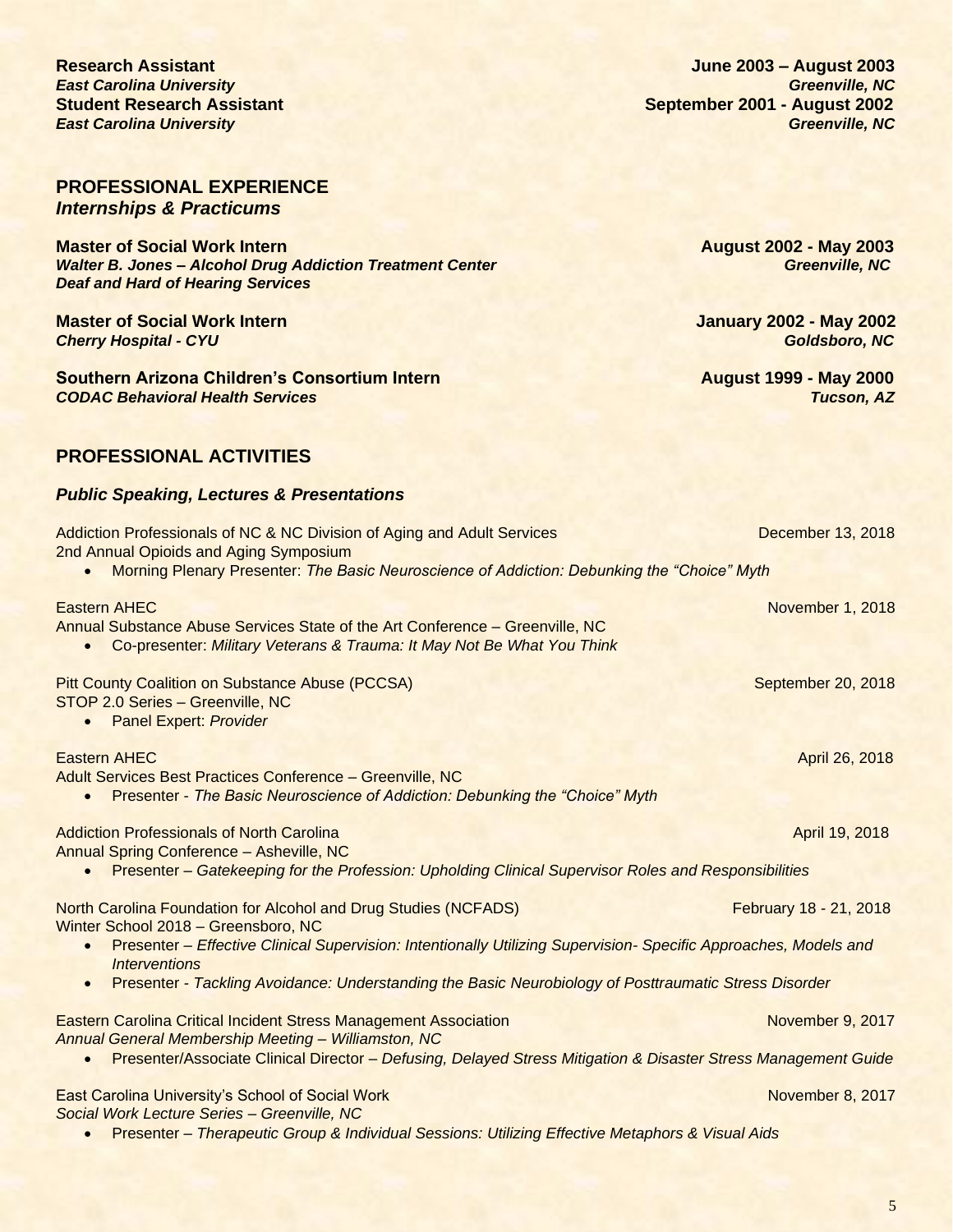**Research Assistant** **June 2003 – August 2003**
***East Carolina University*** ***Greenville, NC***
**Student Research Assistant** **September 2001 - August 2002**
***East Carolina University*** ***Greenville, NC***

## PROFESSIONAL EXPERIENCE

### *Internships & Practicums*

**Master of Social Work Intern** **August 2002 - May 2003**
***Walter B. Jones – Alcohol Drug Addiction Treatment Center*** ***Greenville, NC***
***Deaf and Hard of Hearing Services***

**Master of Social Work Intern** **January 2002 - May 2002**
***Cherry Hospital - CYU*** ***Goldsboro, NC***

**Southern Arizona Children's Consortium Intern** **August 1999 - May 2000**
***CODAC Behavioral Health Services*** ***Tucson, AZ***

## PROFESSIONAL ACTIVITIES

### *Public Speaking, Lectures & Presentations*

Addiction Professionals of NC & NC Division of Aging and Adult Services December 13, 2018
2nd Annual Opioids and Aging Symposium

- Morning Plenary Presenter: *The Basic Neuroscience of Addiction: Debunking the "Choice" Myth*

Eastern AHEC November 1, 2018
Annual Substance Abuse Services State of the Art Conference – Greenville, NC

- Co-presenter: *Military Veterans & Trauma: It May Not Be What You Think*

Pitt County Coalition on Substance Abuse (PCCSA) September 20, 2018
STOP 2.0 Series – Greenville, NC

- Panel Expert: *Provider*

Eastern AHEC April 26, 2018
Adult Services Best Practices Conference – Greenville, NC

- Presenter - *The Basic Neuroscience of Addiction: Debunking the "Choice" Myth*

Addiction Professionals of North Carolina April 19, 2018
Annual Spring Conference – Asheville, NC

- Presenter – *Gatekeeping for the Profession: Upholding Clinical Supervisor Roles and Responsibilities*

North Carolina Foundation for Alcohol and Drug Studies (NCFADS) February 18 - 21, 2018
Winter School 2018 – Greensboro, NC

- Presenter – *Effective Clinical Supervision: Intentionally Utilizing Supervision- Specific Approaches, Models and Interventions*
- Presenter - *Tackling Avoidance: Understanding the Basic Neurobiology of Posttraumatic Stress Disorder*

Eastern Carolina Critical Incident Stress Management Association November 9, 2017
*Annual General Membership Meeting – Williamston, NC*

- Presenter/Associate Clinical Director – *Defusing, Delayed Stress Mitigation & Disaster Stress Management Guide*

East Carolina University's School of Social Work November 8, 2017
*Social Work Lecture Series – Greenville, NC*

- Presenter – *Therapeutic Group & Individual Sessions: Utilizing Effective Metaphors & Visual Aids*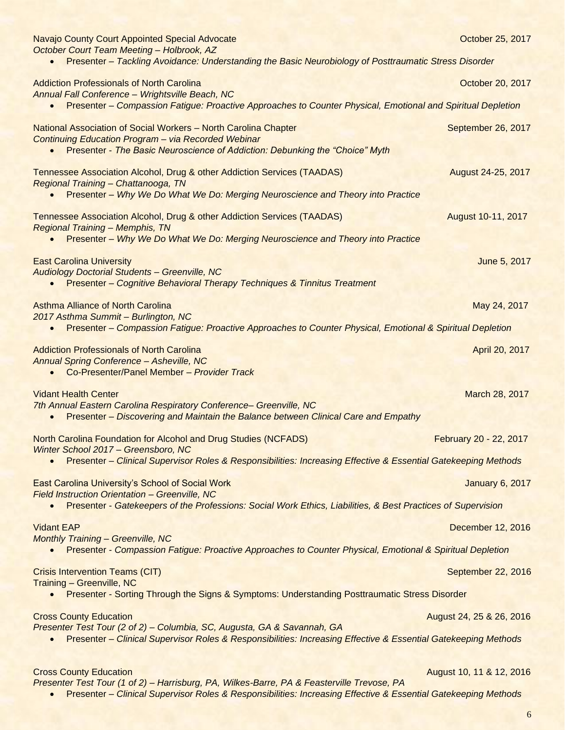Navajo County Court Appointed Special Advocate — October 25, 2017
*October Court Team Meeting – Holbrook, AZ*

- Presenter – *Tackling Avoidance: Understanding the Basic Neurobiology of Posttraumatic Stress Disorder*

Addiction Professionals of North Carolina — October 20, 2017
*Annual Fall Conference – Wrightsville Beach, NC*

- Presenter – *Compassion Fatigue: Proactive Approaches to Counter Physical, Emotional and Spiritual Depletion*

National Association of Social Workers – North Carolina Chapter — September 26, 2017
*Continuing Education Program – via Recorded Webinar*

- Presenter - *The Basic Neuroscience of Addiction: Debunking the "Choice" Myth*

Tennessee Association Alcohol, Drug & other Addiction Services (TAADAS) — August 24-25, 2017
*Regional Training – Chattanooga, TN*

- Presenter – *Why We Do What We Do: Merging Neuroscience and Theory into Practice*

Tennessee Association Alcohol, Drug & other Addiction Services (TAADAS) — August 10-11, 2017
*Regional Training – Memphis, TN*

- Presenter – *Why We Do What We Do: Merging Neuroscience and Theory into Practice*

East Carolina University — June 5, 2017
*Audiology Doctorial Students – Greenville, NC*

- Presenter – *Cognitive Behavioral Therapy Techniques & Tinnitus Treatment*

Asthma Alliance of North Carolina — May 24, 2017
*2017 Asthma Summit – Burlington, NC*

- Presenter – *Compassion Fatigue: Proactive Approaches to Counter Physical, Emotional & Spiritual Depletion*

Addiction Professionals of North Carolina — April 20, 2017
*Annual Spring Conference – Asheville, NC*

- Co-Presenter/Panel Member – *Provider Track*

Vidant Health Center — March 28, 2017
*7th Annual Eastern Carolina Respiratory Conference– Greenville, NC*

- Presenter – *Discovering and Maintain the Balance between Clinical Care and Empathy*

North Carolina Foundation for Alcohol and Drug Studies (NCFADS) — February 20 - 22, 2017
*Winter School 2017 – Greensboro, NC*

- Presenter – *Clinical Supervisor Roles & Responsibilities: Increasing Effective & Essential Gatekeeping Methods*

East Carolina University's School of Social Work — January 6, 2017
*Field Instruction Orientation – Greenville, NC*

- Presenter - *Gatekeepers of the Professions: Social Work Ethics, Liabilities, & Best Practices of Supervision*

Vidant EAP — December 12, 2016
*Monthly Training – Greenville, NC*

- Presenter - *Compassion Fatigue: Proactive Approaches to Counter Physical, Emotional & Spiritual Depletion*

Crisis Intervention Teams (CIT) — September 22, 2016
Training – Greenville, NC

- Presenter - Sorting Through the Signs & Symptoms: Understanding Posttraumatic Stress Disorder

Cross County Education — August 24, 25 & 26, 2016
*Presenter Test Tour (2 of 2) – Columbia, SC, Augusta, GA & Savannah, GA*

- Presenter – *Clinical Supervisor Roles & Responsibilities: Increasing Effective & Essential Gatekeeping Methods*

Cross County Education — August 10, 11 & 12, 2016
*Presenter Test Tour (1 of 2) – Harrisburg, PA, Wilkes-Barre, PA & Feasterville Trevose, PA*

- Presenter – *Clinical Supervisor Roles & Responsibilities: Increasing Effective & Essential Gatekeeping Methods*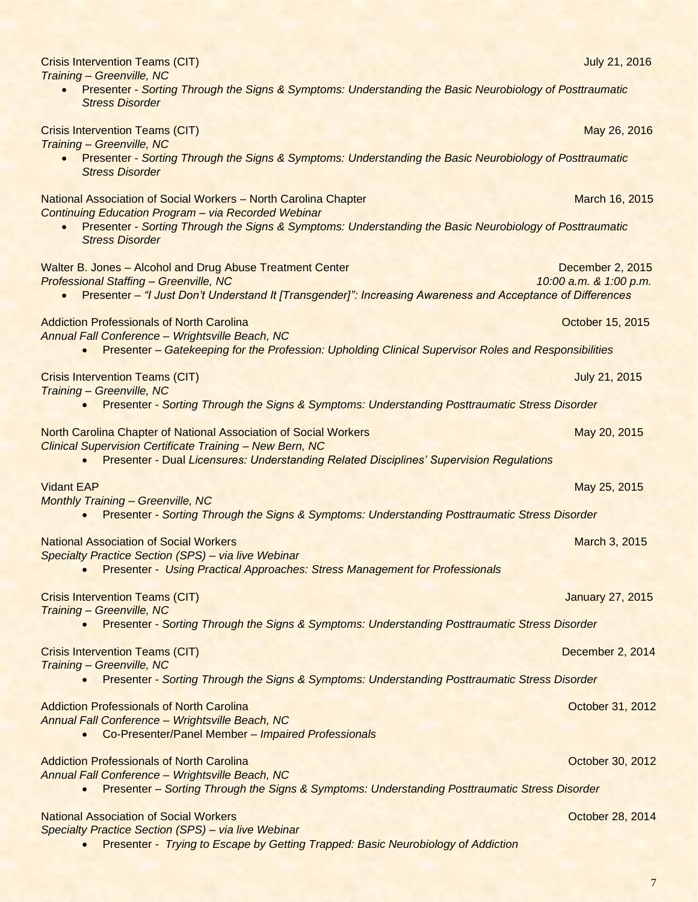Crisis Intervention Teams (CIT) July 21, 2016
*Training – Greenville, NC*

- Presenter - *Sorting Through the Signs & Symptoms: Understanding the Basic Neurobiology of Posttraumatic Stress Disorder*

Crisis Intervention Teams (CIT) May 26, 2016
*Training – Greenville, NC*

- Presenter - *Sorting Through the Signs & Symptoms: Understanding the Basic Neurobiology of Posttraumatic Stress Disorder*

National Association of Social Workers – North Carolina Chapter March 16, 2015
*Continuing Education Program – via Recorded Webinar*

- Presenter - *Sorting Through the Signs & Symptoms: Understanding the Basic Neurobiology of Posttraumatic Stress Disorder*

Walter B. Jones – Alcohol and Drug Abuse Treatment Center December 2, 2015
*Professional Staffing – Greenville, NC* *10:00 a.m. & 1:00 p.m.*

- Presenter – *"I Just Don't Understand It [Transgender]": Increasing Awareness and Acceptance of Differences*

Addiction Professionals of North Carolina October 15, 2015
*Annual Fall Conference – Wrightsville Beach, NC*

- Presenter – *Gatekeeping for the Profession: Upholding Clinical Supervisor Roles and Responsibilities*

Crisis Intervention Teams (CIT) July 21, 2015
*Training – Greenville, NC*

- Presenter - *Sorting Through the Signs & Symptoms: Understanding Posttraumatic Stress Disorder*

North Carolina Chapter of National Association of Social Workers May 20, 2015
*Clinical Supervision Certificate Training – New Bern, NC*

- Presenter - Dual *Licensures: Understanding Related Disciplines' Supervision Regulations*

Vidant EAP May 25, 2015
*Monthly Training – Greenville, NC*

- Presenter - *Sorting Through the Signs & Symptoms: Understanding Posttraumatic Stress Disorder*

National Association of Social Workers March 3, 2015
*Specialty Practice Section (SPS) – via live Webinar*

- Presenter - *Using Practical Approaches: Stress Management for Professionals*

Crisis Intervention Teams (CIT) January 27, 2015
*Training – Greenville, NC*

- Presenter - *Sorting Through the Signs & Symptoms: Understanding Posttraumatic Stress Disorder*

Crisis Intervention Teams (CIT) December 2, 2014
*Training – Greenville, NC*

- Presenter - *Sorting Through the Signs & Symptoms: Understanding Posttraumatic Stress Disorder*

Addiction Professionals of North Carolina October 31, 2012
*Annual Fall Conference – Wrightsville Beach, NC*

- Co-Presenter/Panel Member – *Impaired Professionals*

Addiction Professionals of North Carolina October 30, 2012
*Annual Fall Conference – Wrightsville Beach, NC*

- Presenter – *Sorting Through the Signs & Symptoms: Understanding Posttraumatic Stress Disorder*

National Association of Social Workers October 28, 2014
*Specialty Practice Section (SPS) – via live Webinar*

- Presenter - *Trying to Escape by Getting Trapped: Basic Neurobiology of Addiction*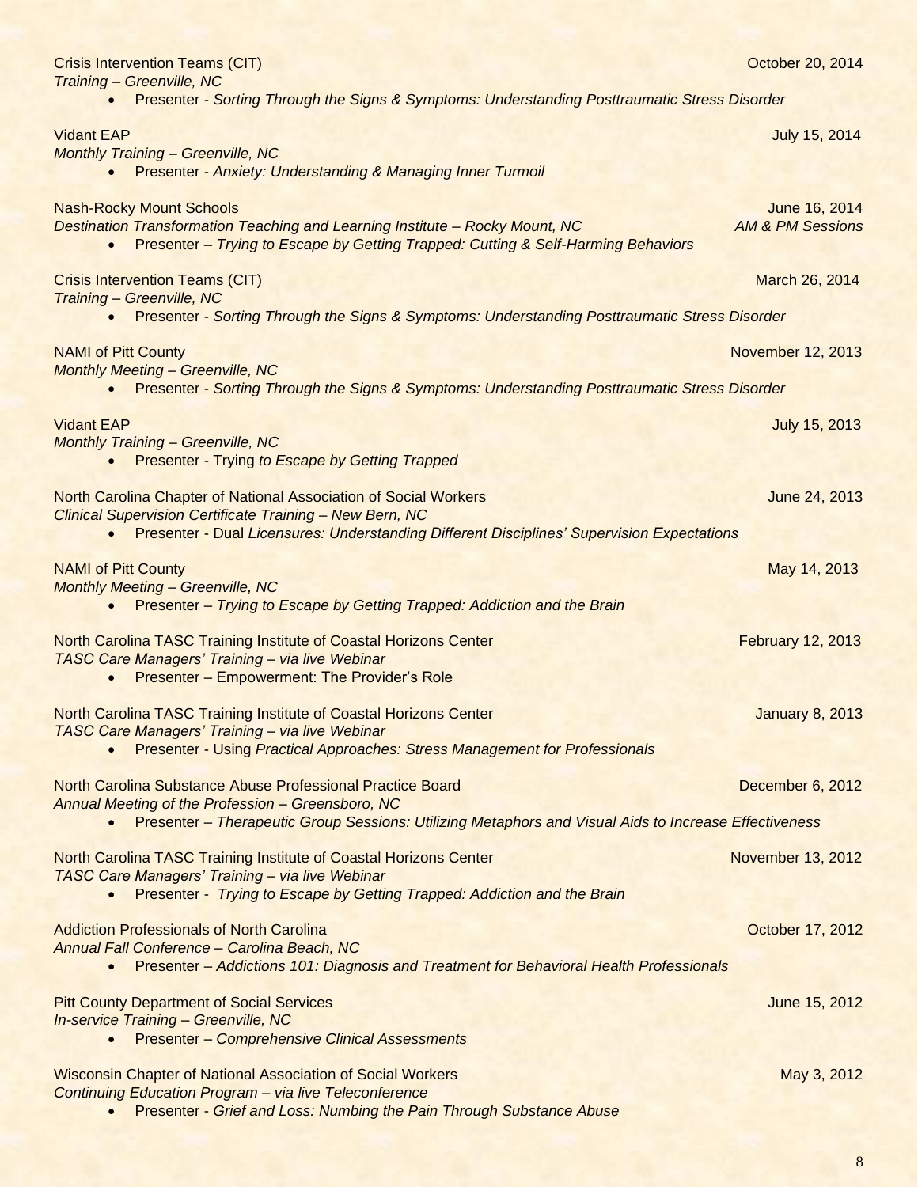Crisis Intervention Teams (CIT) October 20, 2014
*Training – Greenville, NC*

- Presenter - *Sorting Through the Signs & Symptoms: Understanding Posttraumatic Stress Disorder*

Vidant EAP July 15, 2014
*Monthly Training – Greenville, NC*

- Presenter - *Anxiety: Understanding & Managing Inner Turmoil*

Nash-Rocky Mount Schools June 16, 2014
*Destination Transformation Teaching and Learning Institute – Rocky Mount, NC* *AM & PM Sessions*

- Presenter – *Trying to Escape by Getting Trapped: Cutting & Self-Harming Behaviors*

Crisis Intervention Teams (CIT) March 26, 2014
*Training – Greenville, NC*

- Presenter - *Sorting Through the Signs & Symptoms: Understanding Posttraumatic Stress Disorder*

NAMI of Pitt County November 12, 2013
*Monthly Meeting – Greenville, NC*

- Presenter - *Sorting Through the Signs & Symptoms: Understanding Posttraumatic Stress Disorder*

Vidant EAP July 15, 2013
*Monthly Training – Greenville, NC*

- Presenter - Trying *to Escape by Getting Trapped*

North Carolina Chapter of National Association of Social Workers June 24, 2013
*Clinical Supervision Certificate Training – New Bern, NC*

- Presenter - Dual *Licensures: Understanding Different Disciplines' Supervision Expectations*

NAMI of Pitt County May 14, 2013
*Monthly Meeting – Greenville, NC*

- Presenter – *Trying to Escape by Getting Trapped: Addiction and the Brain*

North Carolina TASC Training Institute of Coastal Horizons Center February 12, 2013
*TASC Care Managers' Training – via live Webinar*

- Presenter – Empowerment: The Provider's Role

North Carolina TASC Training Institute of Coastal Horizons Center January 8, 2013
*TASC Care Managers' Training – via live Webinar*

- Presenter - Using *Practical Approaches: Stress Management for Professionals*

North Carolina Substance Abuse Professional Practice Board December 6, 2012
*Annual Meeting of the Profession – Greensboro, NC*

- Presenter – *Therapeutic Group Sessions: Utilizing Metaphors and Visual Aids to Increase Effectiveness*

North Carolina TASC Training Institute of Coastal Horizons Center November 13, 2012
*TASC Care Managers' Training – via live Webinar*

- Presenter - *Trying to Escape by Getting Trapped: Addiction and the Brain*

Addiction Professionals of North Carolina October 17, 2012
*Annual Fall Conference – Carolina Beach, NC*

- Presenter – *Addictions 101: Diagnosis and Treatment for Behavioral Health Professionals*

Pitt County Department of Social Services June 15, 2012
*In-service Training – Greenville, NC*

- Presenter – *Comprehensive Clinical Assessments*

Wisconsin Chapter of National Association of Social Workers May 3, 2012
*Continuing Education Program – via live Teleconference*

- Presenter - *Grief and Loss: Numbing the Pain Through Substance Abuse*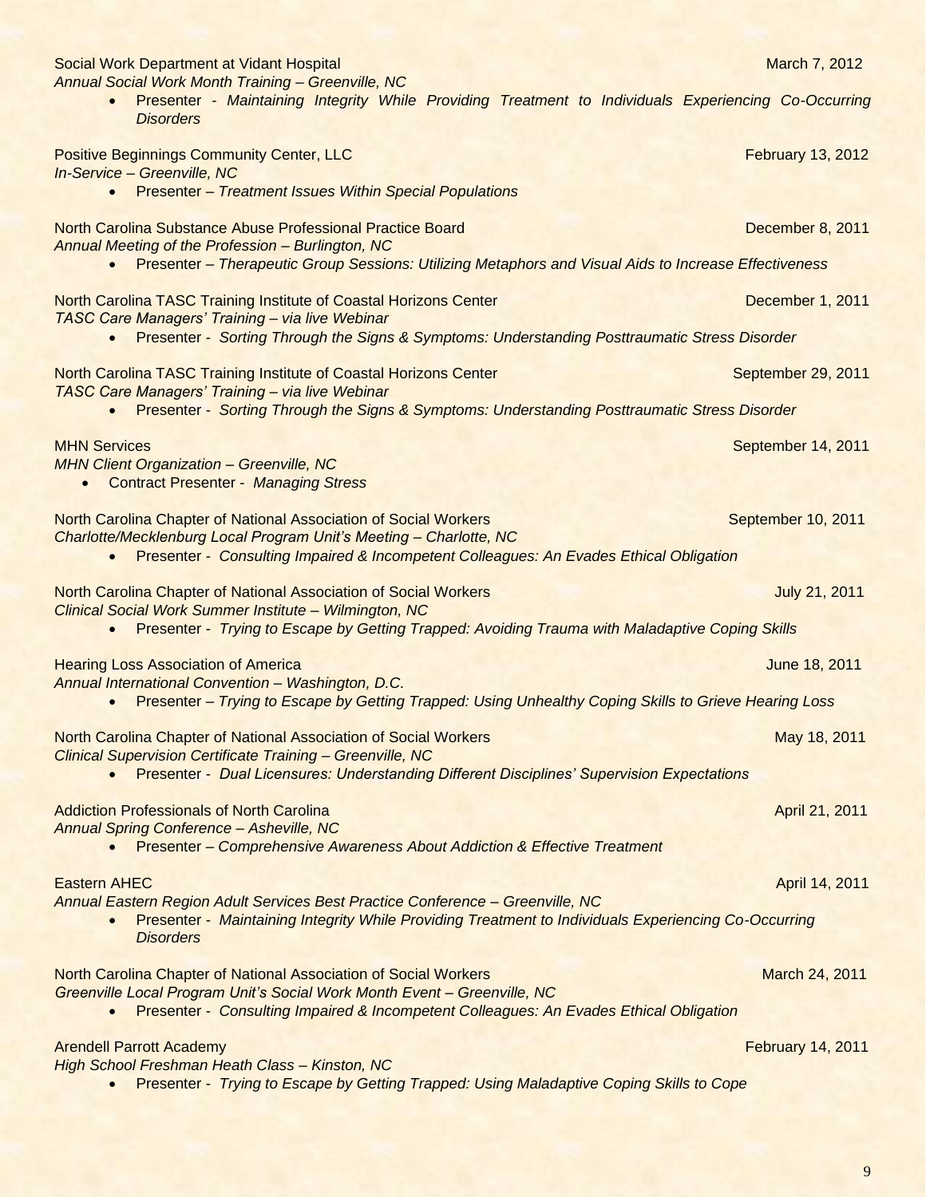Social Work Department at Vidant Hospital March 7, 2012
*Annual Social Work Month Training – Greenville, NC*

- Presenter - *Maintaining Integrity While Providing Treatment to Individuals Experiencing Co-Occurring Disorders*

Positive Beginnings Community Center, LLC February 13, 2012
*In-Service – Greenville, NC*

- Presenter – *Treatment Issues Within Special Populations*

North Carolina Substance Abuse Professional Practice Board December 8, 2011
*Annual Meeting of the Profession – Burlington, NC*

- Presenter – *Therapeutic Group Sessions: Utilizing Metaphors and Visual Aids to Increase Effectiveness*

North Carolina TASC Training Institute of Coastal Horizons Center December 1, 2011
*TASC Care Managers' Training – via live Webinar*

- Presenter - *Sorting Through the Signs & Symptoms: Understanding Posttraumatic Stress Disorder*

North Carolina TASC Training Institute of Coastal Horizons Center September 29, 2011
*TASC Care Managers' Training – via live Webinar*

- Presenter - *Sorting Through the Signs & Symptoms: Understanding Posttraumatic Stress Disorder*

MHN Services September 14, 2011
*MHN Client Organization – Greenville, NC*

- Contract Presenter - *Managing Stress*

North Carolina Chapter of National Association of Social Workers September 10, 2011
*Charlotte/Mecklenburg Local Program Unit's Meeting – Charlotte, NC*

- Presenter - *Consulting Impaired & Incompetent Colleagues: An Evades Ethical Obligation*

North Carolina Chapter of National Association of Social Workers July 21, 2011
*Clinical Social Work Summer Institute – Wilmington, NC*

- Presenter - *Trying to Escape by Getting Trapped: Avoiding Trauma with Maladaptive Coping Skills*

Hearing Loss Association of America June 18, 2011
*Annual International Convention – Washington, D.C.*

- Presenter – *Trying to Escape by Getting Trapped: Using Unhealthy Coping Skills to Grieve Hearing Loss*

North Carolina Chapter of National Association of Social Workers May 18, 2011
*Clinical Supervision Certificate Training – Greenville, NC*

- Presenter - *Dual Licensures: Understanding Different Disciplines' Supervision Expectations*

Addiction Professionals of North Carolina April 21, 2011
*Annual Spring Conference – Asheville, NC*

- Presenter – *Comprehensive Awareness About Addiction & Effective Treatment*

Eastern AHEC April 14, 2011
*Annual Eastern Region Adult Services Best Practice Conference – Greenville, NC*

- Presenter - *Maintaining Integrity While Providing Treatment to Individuals Experiencing Co-Occurring Disorders*

North Carolina Chapter of National Association of Social Workers March 24, 2011
*Greenville Local Program Unit's Social Work Month Event – Greenville, NC*

- Presenter - *Consulting Impaired & Incompetent Colleagues: An Evades Ethical Obligation*

Arendell Parrott Academy February 14, 2011
*High School Freshman Heath Class – Kinston, NC*

- Presenter - *Trying to Escape by Getting Trapped: Using Maladaptive Coping Skills to Cope*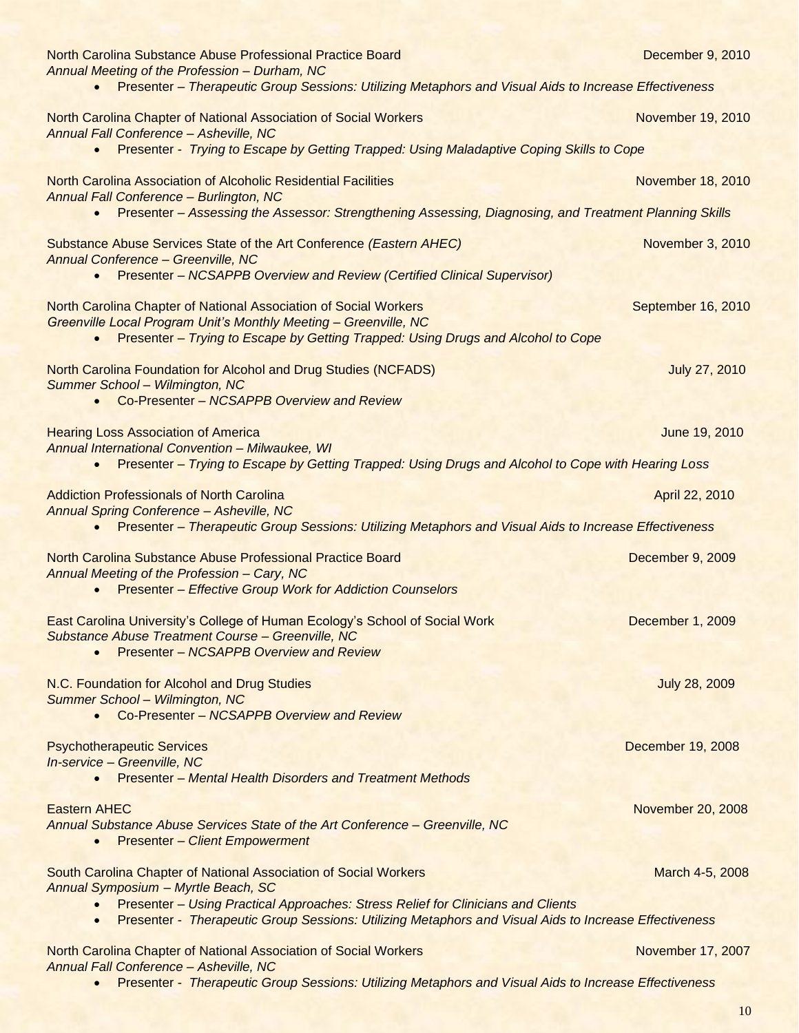North Carolina Substance Abuse Professional Practice Board — December 9, 2010
*Annual Meeting of the Profession – Durham, NC*

- Presenter – *Therapeutic Group Sessions: Utilizing Metaphors and Visual Aids to Increase Effectiveness*

North Carolina Chapter of National Association of Social Workers — November 19, 2010
*Annual Fall Conference – Asheville, NC*

- Presenter - *Trying to Escape by Getting Trapped: Using Maladaptive Coping Skills to Cope*

North Carolina Association of Alcoholic Residential Facilities — November 18, 2010
*Annual Fall Conference – Burlington, NC*

- Presenter – *Assessing the Assessor: Strengthening Assessing, Diagnosing, and Treatment Planning Skills*

Substance Abuse Services State of the Art Conference *(Eastern AHEC)* — November 3, 2010
*Annual Conference – Greenville, NC*

- Presenter – *NCSAPPB Overview and Review (Certified Clinical Supervisor)*

North Carolina Chapter of National Association of Social Workers — September 16, 2010
*Greenville Local Program Unit's Monthly Meeting – Greenville, NC*

- Presenter – *Trying to Escape by Getting Trapped: Using Drugs and Alcohol to Cope*

North Carolina Foundation for Alcohol and Drug Studies (NCFADS) — July 27, 2010
*Summer School – Wilmington, NC*

- Co-Presenter – *NCSAPPB Overview and Review*

Hearing Loss Association of America — June 19, 2010
*Annual International Convention – Milwaukee, WI*

- Presenter – *Trying to Escape by Getting Trapped: Using Drugs and Alcohol to Cope with Hearing Loss*

Addiction Professionals of North Carolina — April 22, 2010
*Annual Spring Conference – Asheville, NC*

- Presenter – *Therapeutic Group Sessions: Utilizing Metaphors and Visual Aids to Increase Effectiveness*

North Carolina Substance Abuse Professional Practice Board — December 9, 2009
*Annual Meeting of the Profession – Cary, NC*

- Presenter – *Effective Group Work for Addiction Counselors*

East Carolina University's College of Human Ecology's School of Social Work — December 1, 2009
*Substance Abuse Treatment Course – Greenville, NC*

- Presenter – *NCSAPPB Overview and Review*

N.C. Foundation for Alcohol and Drug Studies — July 28, 2009
*Summer School – Wilmington, NC*

- Co-Presenter – *NCSAPPB Overview and Review*

Psychotherapeutic Services — December 19, 2008
*In-service – Greenville, NC*

- Presenter – *Mental Health Disorders and Treatment Methods*

Eastern AHEC — November 20, 2008
*Annual Substance Abuse Services State of the Art Conference – Greenville, NC*

- Presenter – *Client Empowerment*

South Carolina Chapter of National Association of Social Workers — March 4-5, 2008
*Annual Symposium – Myrtle Beach, SC*

- Presenter – *Using Practical Approaches: Stress Relief for Clinicians and Clients*
- Presenter - *Therapeutic Group Sessions: Utilizing Metaphors and Visual Aids to Increase Effectiveness*

North Carolina Chapter of National Association of Social Workers — November 17, 2007
*Annual Fall Conference – Asheville, NC*

- Presenter - *Therapeutic Group Sessions: Utilizing Metaphors and Visual Aids to Increase Effectiveness*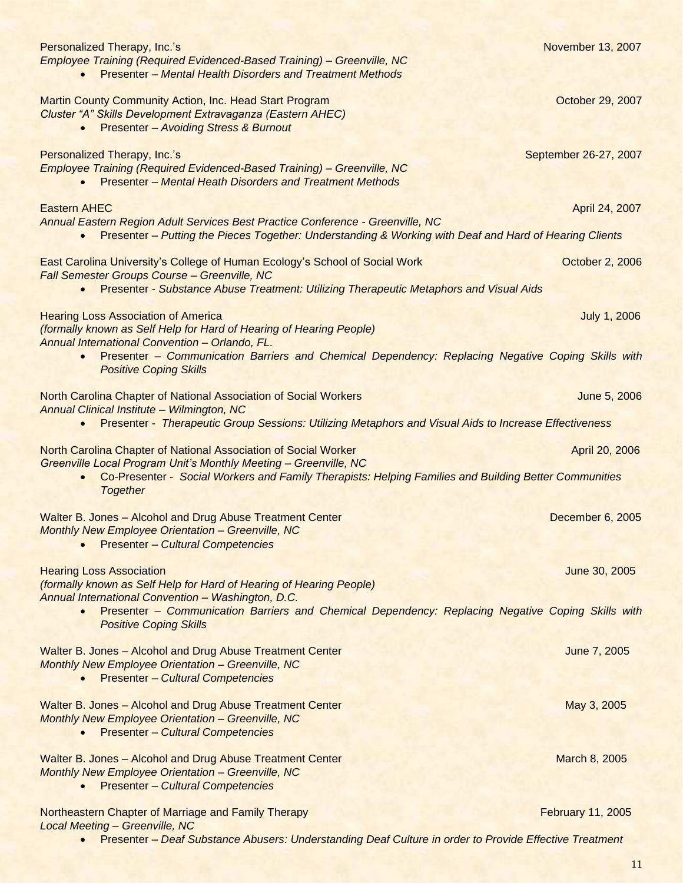Personalized Therapy, Inc.'s — November 13, 2007
*Employee Training (Required Evidenced-Based Training) – Greenville, NC*

- Presenter – *Mental Health Disorders and Treatment Methods*

Martin County Community Action, Inc. Head Start Program — October 29, 2007
*Cluster "A" Skills Development Extravaganza (Eastern AHEC)*

- Presenter – *Avoiding Stress & Burnout*

Personalized Therapy, Inc.'s — September 26-27, 2007
*Employee Training (Required Evidenced-Based Training) – Greenville, NC*

- Presenter – *Mental Heath Disorders and Treatment Methods*

Eastern AHEC — April 24, 2007
*Annual Eastern Region Adult Services Best Practice Conference - Greenville, NC*

- Presenter – *Putting the Pieces Together: Understanding & Working with Deaf and Hard of Hearing Clients*

East Carolina University's College of Human Ecology's School of Social Work — October 2, 2006
*Fall Semester Groups Course – Greenville, NC*

- Presenter - *Substance Abuse Treatment: Utilizing Therapeutic Metaphors and Visual Aids*

Hearing Loss Association of America — July 1, 2006
*(formally known as Self Help for Hard of Hearing of Hearing People)*
*Annual International Convention – Orlando, FL.*

- Presenter – *Communication Barriers and Chemical Dependency: Replacing Negative Coping Skills with Positive Coping Skills*

North Carolina Chapter of National Association of Social Workers — June 5, 2006
*Annual Clinical Institute – Wilmington, NC*

- Presenter - *Therapeutic Group Sessions: Utilizing Metaphors and Visual Aids to Increase Effectiveness*

North Carolina Chapter of National Association of Social Worker — April 20, 2006
*Greenville Local Program Unit's Monthly Meeting – Greenville, NC*

- Co-Presenter - *Social Workers and Family Therapists: Helping Families and Building Better Communities Together*

Walter B. Jones – Alcohol and Drug Abuse Treatment Center — December 6, 2005
*Monthly New Employee Orientation – Greenville, NC*

- Presenter – *Cultural Competencies*

Hearing Loss Association — June 30, 2005
*(formally known as Self Help for Hard of Hearing of Hearing People)*
*Annual International Convention – Washington, D.C.*

- Presenter – *Communication Barriers and Chemical Dependency: Replacing Negative Coping Skills with Positive Coping Skills*

Walter B. Jones – Alcohol and Drug Abuse Treatment Center — June 7, 2005
*Monthly New Employee Orientation – Greenville, NC*

- Presenter – *Cultural Competencies*

Walter B. Jones – Alcohol and Drug Abuse Treatment Center — May 3, 2005
*Monthly New Employee Orientation – Greenville, NC*

- Presenter – *Cultural Competencies*

Walter B. Jones – Alcohol and Drug Abuse Treatment Center — March 8, 2005
*Monthly New Employee Orientation – Greenville, NC*

- Presenter – *Cultural Competencies*

Northeastern Chapter of Marriage and Family Therapy — February 11, 2005
*Local Meeting – Greenville, NC*

- Presenter – *Deaf Substance Abusers: Understanding Deaf Culture in order to Provide Effective Treatment*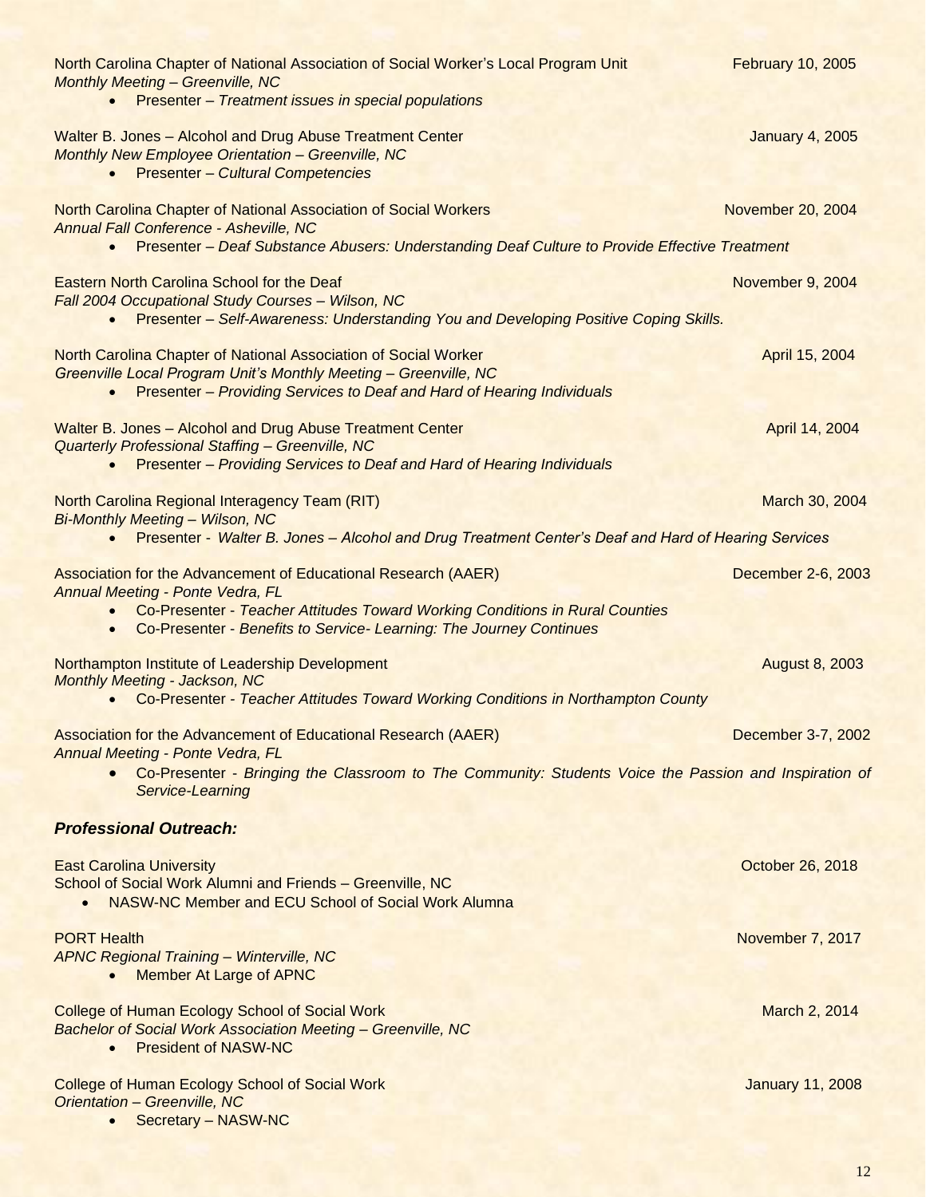North Carolina Chapter of National Association of Social Worker's Local Program Unit — February 10, 2005
*Monthly Meeting – Greenville, NC*

- Presenter – *Treatment issues in special populations*

Walter B. Jones – Alcohol and Drug Abuse Treatment Center — January 4, 2005
*Monthly New Employee Orientation – Greenville, NC*

- Presenter – *Cultural Competencies*

North Carolina Chapter of National Association of Social Workers — November 20, 2004
*Annual Fall Conference - Asheville, NC*

- Presenter – *Deaf Substance Abusers: Understanding Deaf Culture to Provide Effective Treatment*

Eastern North Carolina School for the Deaf — November 9, 2004
*Fall 2004 Occupational Study Courses – Wilson, NC*

- Presenter – *Self-Awareness: Understanding You and Developing Positive Coping Skills.*

North Carolina Chapter of National Association of Social Worker — April 15, 2004
*Greenville Local Program Unit's Monthly Meeting – Greenville, NC*

- Presenter – *Providing Services to Deaf and Hard of Hearing Individuals*

Walter B. Jones – Alcohol and Drug Abuse Treatment Center — April 14, 2004
*Quarterly Professional Staffing – Greenville, NC*

- Presenter – *Providing Services to Deaf and Hard of Hearing Individuals*

North Carolina Regional Interagency Team (RIT) — March 30, 2004
*Bi-Monthly Meeting – Wilson, NC*

- Presenter - *Walter B. Jones – Alcohol and Drug Treatment Center's Deaf and Hard of Hearing Services*

Association for the Advancement of Educational Research (AAER) — December 2-6, 2003
*Annual Meeting - Ponte Vedra, FL*

- Co-Presenter - *Teacher Attitudes Toward Working Conditions in Rural Counties*
- Co-Presenter - *Benefits to Service- Learning: The Journey Continues*

Northampton Institute of Leadership Development — August 8, 2003
*Monthly Meeting - Jackson, NC*

- Co-Presenter - *Teacher Attitudes Toward Working Conditions in Northampton County*

Association for the Advancement of Educational Research (AAER) — December 3-7, 2002
*Annual Meeting - Ponte Vedra, FL*

- Co-Presenter - *Bringing the Classroom to The Community: Students Voice the Passion and Inspiration of Service-Learning*

### ***Professional Outreach:***

East Carolina University — October 26, 2018
School of Social Work Alumni and Friends – Greenville, NC

- NASW-NC Member and ECU School of Social Work Alumna

PORT Health — November 7, 2017
*APNC Regional Training – Winterville, NC*

- Member At Large of APNC

College of Human Ecology School of Social Work — March 2, 2014
*Bachelor of Social Work Association Meeting – Greenville, NC*

- President of NASW-NC

College of Human Ecology School of Social Work — January 11, 2008
*Orientation – Greenville, NC*

- Secretary – NASW-NC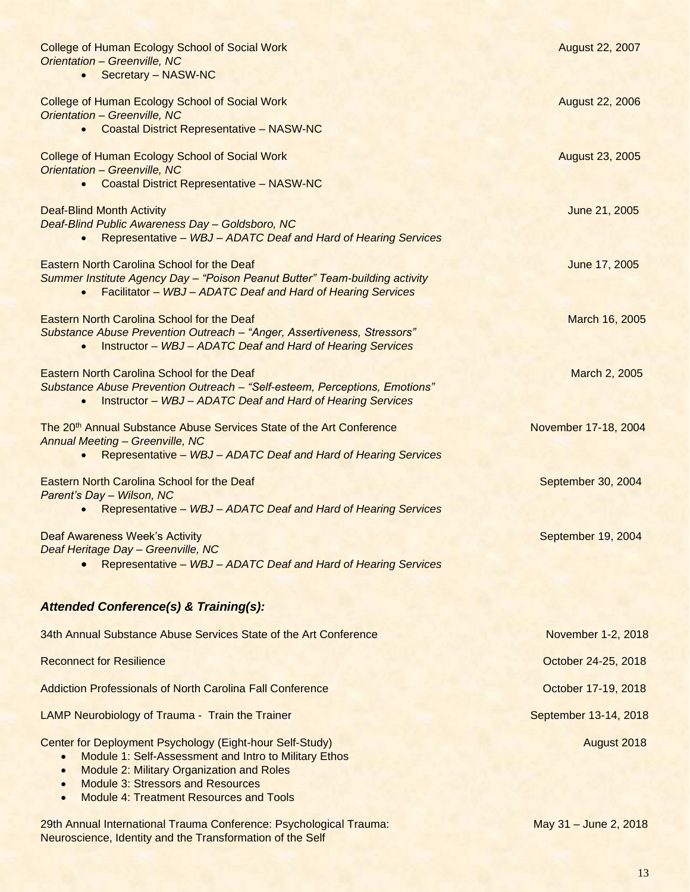College of Human Ecology School of Social Work — August 22, 2007
*Orientation – Greenville, NC*
- Secretary – NASW-NC

College of Human Ecology School of Social Work — August 22, 2006
*Orientation – Greenville, NC*
- Coastal District Representative – NASW-NC

College of Human Ecology School of Social Work — August 23, 2005
*Orientation – Greenville, NC*
- Coastal District Representative – NASW-NC

Deaf-Blind Month Activity — June 21, 2005
*Deaf-Blind Public Awareness Day – Goldsboro, NC*
- Representative – *WBJ – ADATC Deaf and Hard of Hearing Services*

Eastern North Carolina School for the Deaf — June 17, 2005
*Summer Institute Agency Day – "Poison Peanut Butter" Team-building activity*
- Facilitator – *WBJ – ADATC Deaf and Hard of Hearing Services*

Eastern North Carolina School for the Deaf — March 16, 2005
*Substance Abuse Prevention Outreach – "Anger, Assertiveness, Stressors"*
- Instructor – *WBJ – ADATC Deaf and Hard of Hearing Services*

Eastern North Carolina School for the Deaf — March 2, 2005
*Substance Abuse Prevention Outreach – "Self-esteem, Perceptions, Emotions"*
- Instructor – *WBJ – ADATC Deaf and Hard of Hearing Services*

The 20th Annual Substance Abuse Services State of the Art Conference — November 17-18, 2004
*Annual Meeting – Greenville, NC*
- Representative – *WBJ – ADATC Deaf and Hard of Hearing Services*

Eastern North Carolina School for the Deaf — September 30, 2004
*Parent's Day – Wilson, NC*
- Representative – *WBJ – ADATC Deaf and Hard of Hearing Services*

Deaf Awareness Week's Activity — September 19, 2004
*Deaf Heritage Day – Greenville, NC*
- Representative – *WBJ – ADATC Deaf and Hard of Hearing Services*

### ***Attended Conference(s) & Training(s):***

34th Annual Substance Abuse Services State of the Art Conference — November 1-2, 2018

Reconnect for Resilience — October 24-25, 2018

Addiction Professionals of North Carolina Fall Conference — October 17-19, 2018

LAMP Neurobiology of Trauma - Train the Trainer — September 13-14, 2018

Center for Deployment Psychology (Eight-hour Self-Study) — August 2018
- Module 1: Self-Assessment and Intro to Military Ethos
- Module 2: Military Organization and Roles
- Module 3: Stressors and Resources
- Module 4: Treatment Resources and Tools

29th Annual International Trauma Conference: Psychological Trauma: Neuroscience, Identity and the Transformation of the Self — May 31 – June 2, 2018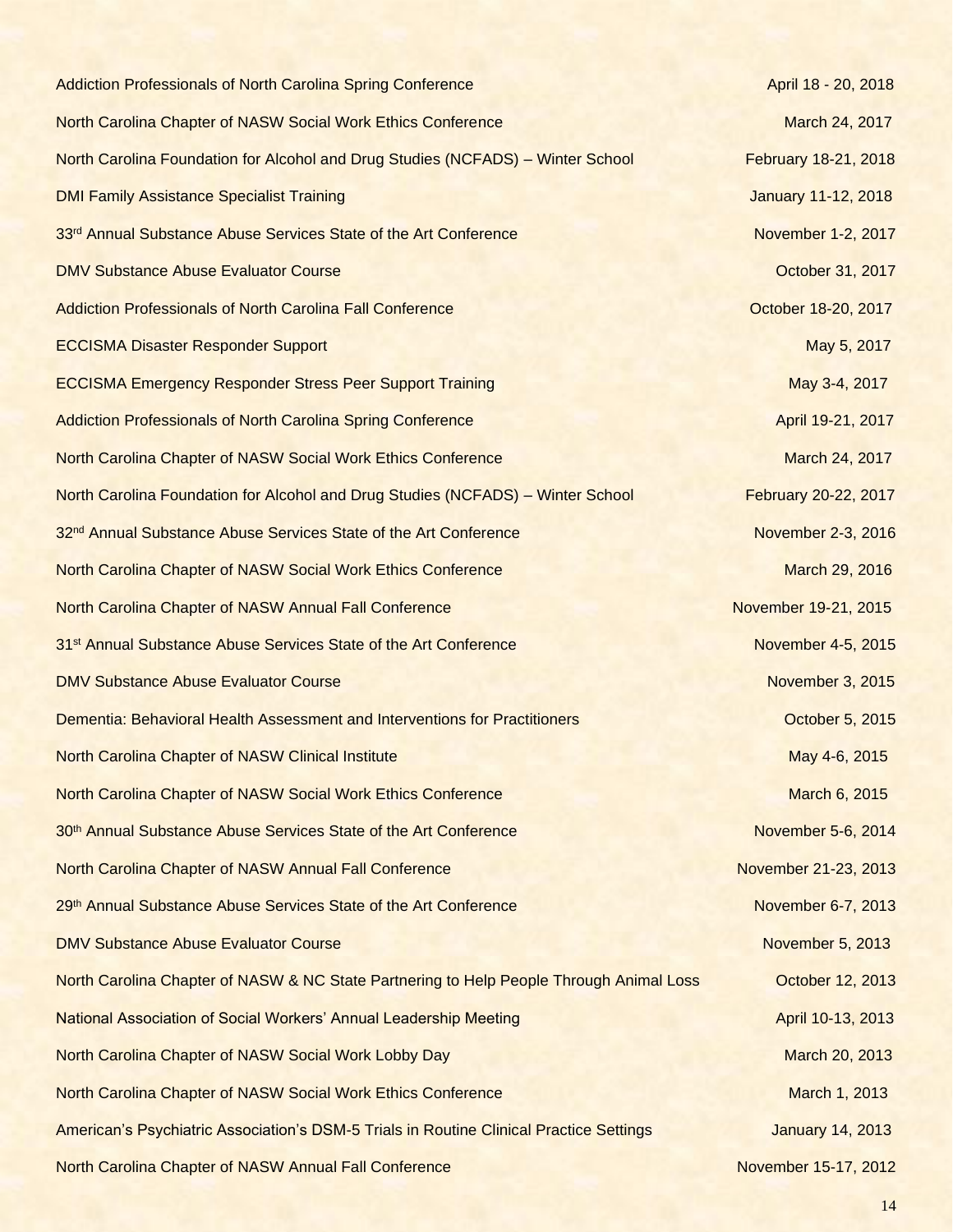| | |
|---|---|
| Addiction Professionals of North Carolina Spring Conference | April 18 - 20, 2018 |
| North Carolina Chapter of NASW Social Work Ethics Conference | March 24, 2017 |
| North Carolina Foundation for Alcohol and Drug Studies (NCFADS) – Winter School | February 18-21, 2018 |
| DMI Family Assistance Specialist Training | January 11-12, 2018 |
| 33rd Annual Substance Abuse Services State of the Art Conference | November 1-2, 2017 |
| DMV Substance Abuse Evaluator Course | October 31, 2017 |
| Addiction Professionals of North Carolina Fall Conference | October 18-20, 2017 |
| ECCISMA Disaster Responder Support | May 5, 2017 |
| ECCISMA Emergency Responder Stress Peer Support Training | May 3-4, 2017 |
| Addiction Professionals of North Carolina Spring Conference | April 19-21, 2017 |
| North Carolina Chapter of NASW Social Work Ethics Conference | March 24, 2017 |
| North Carolina Foundation for Alcohol and Drug Studies (NCFADS) – Winter School | February 20-22, 2017 |
| 32nd Annual Substance Abuse Services State of the Art Conference | November 2-3, 2016 |
| North Carolina Chapter of NASW Social Work Ethics Conference | March 29, 2016 |
| North Carolina Chapter of NASW Annual Fall Conference | November 19-21, 2015 |
| 31st Annual Substance Abuse Services State of the Art Conference | November 4-5, 2015 |
| DMV Substance Abuse Evaluator Course | November 3, 2015 |
| Dementia: Behavioral Health Assessment and Interventions for Practitioners | October 5, 2015 |
| North Carolina Chapter of NASW Clinical Institute | May 4-6, 2015 |
| North Carolina Chapter of NASW Social Work Ethics Conference | March 6, 2015 |
| 30th Annual Substance Abuse Services State of the Art Conference | November 5-6, 2014 |
| North Carolina Chapter of NASW Annual Fall Conference | November 21-23, 2013 |
| 29th Annual Substance Abuse Services State of the Art Conference | November 6-7, 2013 |
| DMV Substance Abuse Evaluator Course | November 5, 2013 |
| North Carolina Chapter of NASW & NC State Partnering to Help People Through Animal Loss | October 12, 2013 |
| National Association of Social Workers' Annual Leadership Meeting | April 10-13, 2013 |
| North Carolina Chapter of NASW Social Work Lobby Day | March 20, 2013 |
| North Carolina Chapter of NASW Social Work Ethics Conference | March 1, 2013 |
| American's Psychiatric Association's DSM-5 Trials in Routine Clinical Practice Settings | January 14, 2013 |
| North Carolina Chapter of NASW Annual Fall Conference | November 15-17, 2012 |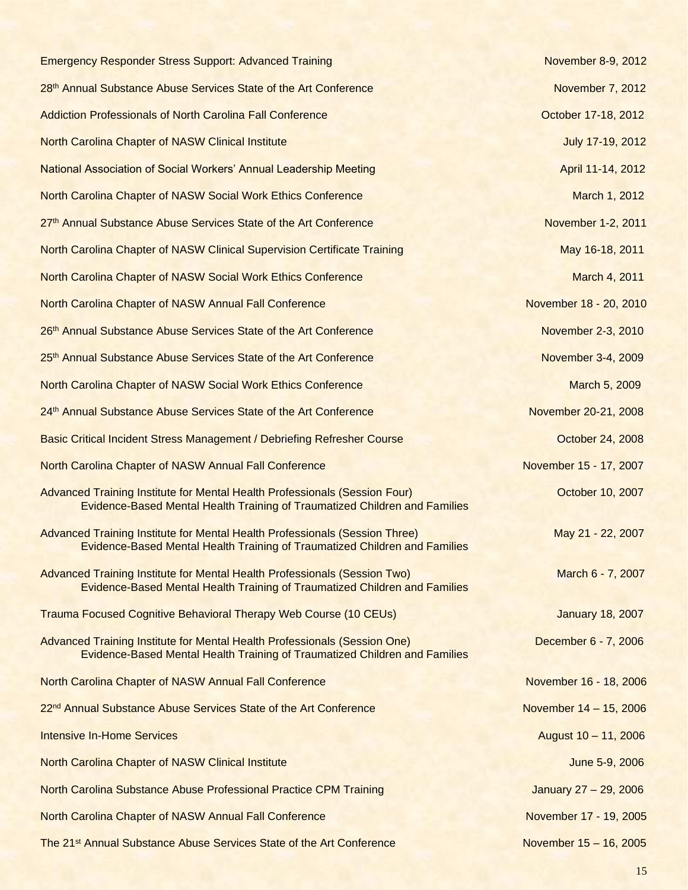| | |
|---|---|
| Emergency Responder Stress Support: Advanced Training | November 8-9, 2012 |
| 28th Annual Substance Abuse Services State of the Art Conference | November 7, 2012 |
| Addiction Professionals of North Carolina Fall Conference | October 17-18, 2012 |
| North Carolina Chapter of NASW Clinical Institute | July 17-19, 2012 |
| National Association of Social Workers' Annual Leadership Meeting | April 11-14, 2012 |
| North Carolina Chapter of NASW Social Work Ethics Conference | March 1, 2012 |
| 27th Annual Substance Abuse Services State of the Art Conference | November 1-2, 2011 |
| North Carolina Chapter of NASW Clinical Supervision Certificate Training | May 16-18, 2011 |
| North Carolina Chapter of NASW Social Work Ethics Conference | March 4, 2011 |
| North Carolina Chapter of NASW Annual Fall Conference | November 18 - 20, 2010 |
| 26th Annual Substance Abuse Services State of the Art Conference | November 2-3, 2010 |
| 25th Annual Substance Abuse Services State of the Art Conference | November 3-4, 2009 |
| North Carolina Chapter of NASW Social Work Ethics Conference | March 5, 2009 |
| 24th Annual Substance Abuse Services State of the Art Conference | November 20-21, 2008 |
| Basic Critical Incident Stress Management / Debriefing Refresher Course | October 24, 2008 |
| North Carolina Chapter of NASW Annual Fall Conference | November 15 - 17, 2007 |
| Advanced Training Institute for Mental Health Professionals (Session Four)<br>Evidence-Based Mental Health Training of Traumatized Children and Families | October 10, 2007 |
| Advanced Training Institute for Mental Health Professionals (Session Three)<br>Evidence-Based Mental Health Training of Traumatized Children and Families | May 21 - 22, 2007 |
| Advanced Training Institute for Mental Health Professionals (Session Two)<br>Evidence-Based Mental Health Training of Traumatized Children and Families | March 6 - 7, 2007 |
| Trauma Focused Cognitive Behavioral Therapy Web Course (10 CEUs) | January 18, 2007 |
| Advanced Training Institute for Mental Health Professionals (Session One)<br>Evidence-Based Mental Health Training of Traumatized Children and Families | December 6 - 7, 2006 |
| North Carolina Chapter of NASW Annual Fall Conference | November 16 - 18, 2006 |
| 22nd Annual Substance Abuse Services State of the Art Conference | November 14 – 15, 2006 |
| Intensive In-Home Services | August 10 – 11, 2006 |
| North Carolina Chapter of NASW Clinical Institute | June 5-9, 2006 |
| North Carolina Substance Abuse Professional Practice CPM Training | January 27 – 29, 2006 |
| North Carolina Chapter of NASW Annual Fall Conference | November 17 - 19, 2005 |
| The 21st Annual Substance Abuse Services State of the Art Conference | November 15 – 16, 2005 |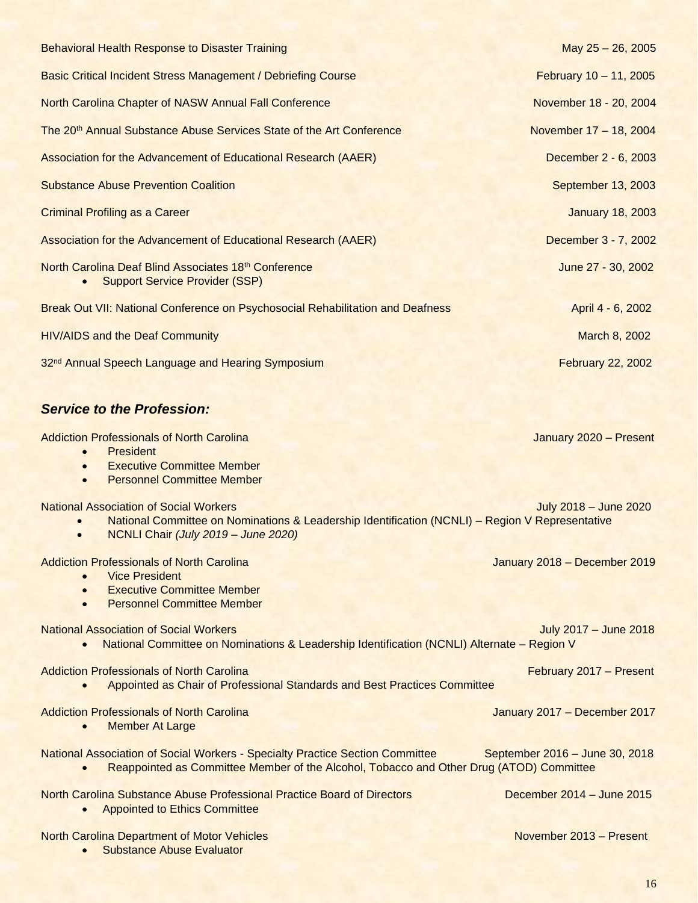Behavioral Health Response to Disaster Training — May 25 – 26, 2005

Basic Critical Incident Stress Management / Debriefing Course — February 10 – 11, 2005

North Carolina Chapter of NASW Annual Fall Conference — November 18 - 20, 2004

The 20th Annual Substance Abuse Services State of the Art Conference — November 17 – 18, 2004

Association for the Advancement of Educational Research (AAER) — December 2 - 6, 2003

Substance Abuse Prevention Coalition — September 13, 2003

Criminal Profiling as a Career — January 18, 2003

Association for the Advancement of Educational Research (AAER) — December 3 - 7, 2002

North Carolina Deaf Blind Associates 18th Conference — June 27 - 30, 2002

- Support Service Provider (SSP)

Break Out VII: National Conference on Psychosocial Rehabilitation and Deafness — April 4 - 6, 2002

HIV/AIDS and the Deaf Community — March 8, 2002

32nd Annual Speech Language and Hearing Symposium — February 22, 2002

## *Service to the Profession:*

Addiction Professionals of North Carolina — January 2020 – Present

- President
- Executive Committee Member
- Personnel Committee Member

National Association of Social Workers — July 2018 – June 2020

- National Committee on Nominations & Leadership Identification (NCNLI) – Region V Representative
- NCNLI Chair *(July 2019 – June 2020)*

Addiction Professionals of North Carolina — January 2018 – December 2019

- Vice President
- Executive Committee Member
- Personnel Committee Member

National Association of Social Workers — July 2017 – June 2018

- National Committee on Nominations & Leadership Identification (NCNLI) Alternate – Region V

Addiction Professionals of North Carolina — February 2017 – Present

- Appointed as Chair of Professional Standards and Best Practices Committee

Addiction Professionals of North Carolina — January 2017 – December 2017

- Member At Large

National Association of Social Workers - Specialty Practice Section Committee — September 2016 – June 30, 2018

- Reappointed as Committee Member of the Alcohol, Tobacco and Other Drug (ATOD) Committee

North Carolina Substance Abuse Professional Practice Board of Directors — December 2014 – June 2015

- Appointed to Ethics Committee

North Carolina Department of Motor Vehicles — November 2013 – Present

- Substance Abuse Evaluator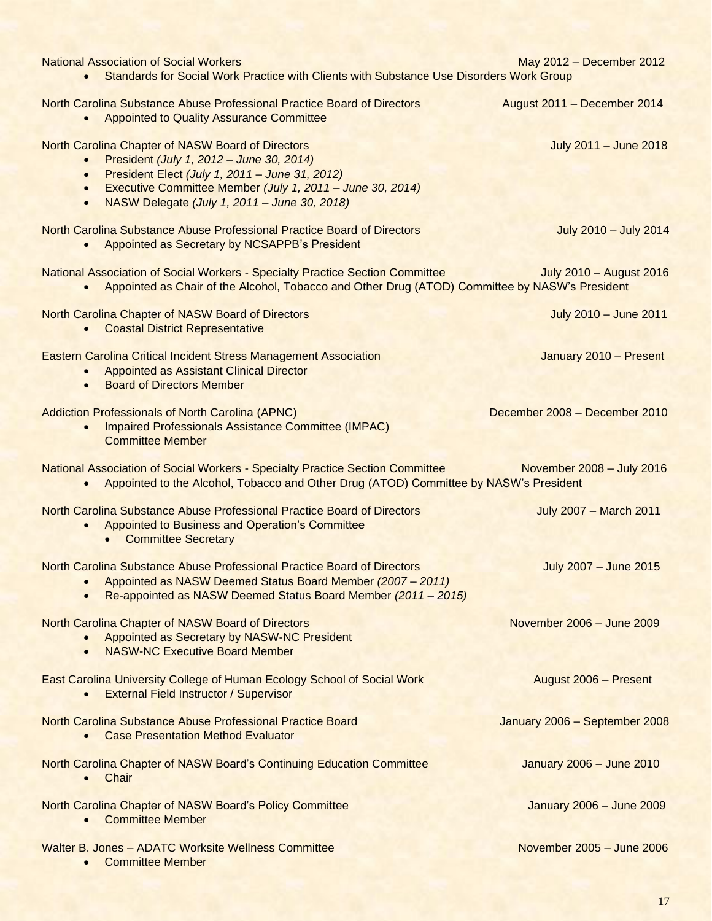National Association of Social Workers — May 2012 – December 2012

- Standards for Social Work Practice with Clients with Substance Use Disorders Work Group

North Carolina Substance Abuse Professional Practice Board of Directors — August 2011 – December 2014

- Appointed to Quality Assurance Committee

North Carolina Chapter of NASW Board of Directors — July 2011 – June 2018

- President *(July 1, 2012 – June 30, 2014)*
- President Elect *(July 1, 2011 – June 31, 2012)*
- Executive Committee Member *(July 1, 2011 – June 30, 2014)*
- NASW Delegate *(July 1, 2011 – June 30, 2018)*

North Carolina Substance Abuse Professional Practice Board of Directors — July 2010 – July 2014

- Appointed as Secretary by NCSAPPB's President

National Association of Social Workers - Specialty Practice Section Committee — July 2010 – August 2016

- Appointed as Chair of the Alcohol, Tobacco and Other Drug (ATOD) Committee by NASW's President

North Carolina Chapter of NASW Board of Directors — July 2010 – June 2011

- Coastal District Representative

Eastern Carolina Critical Incident Stress Management Association — January 2010 – Present

- Appointed as Assistant Clinical Director
- Board of Directors Member

Addiction Professionals of North Carolina (APNC) — December 2008 – December 2010

- Impaired Professionals Assistance Committee (IMPAC) Committee Member

National Association of Social Workers - Specialty Practice Section Committee — November 2008 – July 2016

- Appointed to the Alcohol, Tobacco and Other Drug (ATOD) Committee by NASW's President

North Carolina Substance Abuse Professional Practice Board of Directors — July 2007 – March 2011

- Appointed to Business and Operation's Committee
  - Committee Secretary

North Carolina Substance Abuse Professional Practice Board of Directors — July 2007 – June 2015

- Appointed as NASW Deemed Status Board Member *(2007 – 2011)*
- Re-appointed as NASW Deemed Status Board Member *(2011 – 2015)*

North Carolina Chapter of NASW Board of Directors — November 2006 – June 2009

- Appointed as Secretary by NASW-NC President
- NASW-NC Executive Board Member

East Carolina University College of Human Ecology School of Social Work — August 2006 – Present

- External Field Instructor / Supervisor

North Carolina Substance Abuse Professional Practice Board — January 2006 – September 2008

- Case Presentation Method Evaluator

North Carolina Chapter of NASW Board's Continuing Education Committee — January 2006 – June 2010

- Chair

North Carolina Chapter of NASW Board's Policy Committee — January 2006 – June 2009

- Committee Member

Walter B. Jones – ADATC Worksite Wellness Committee — November 2005 – June 2006

- Committee Member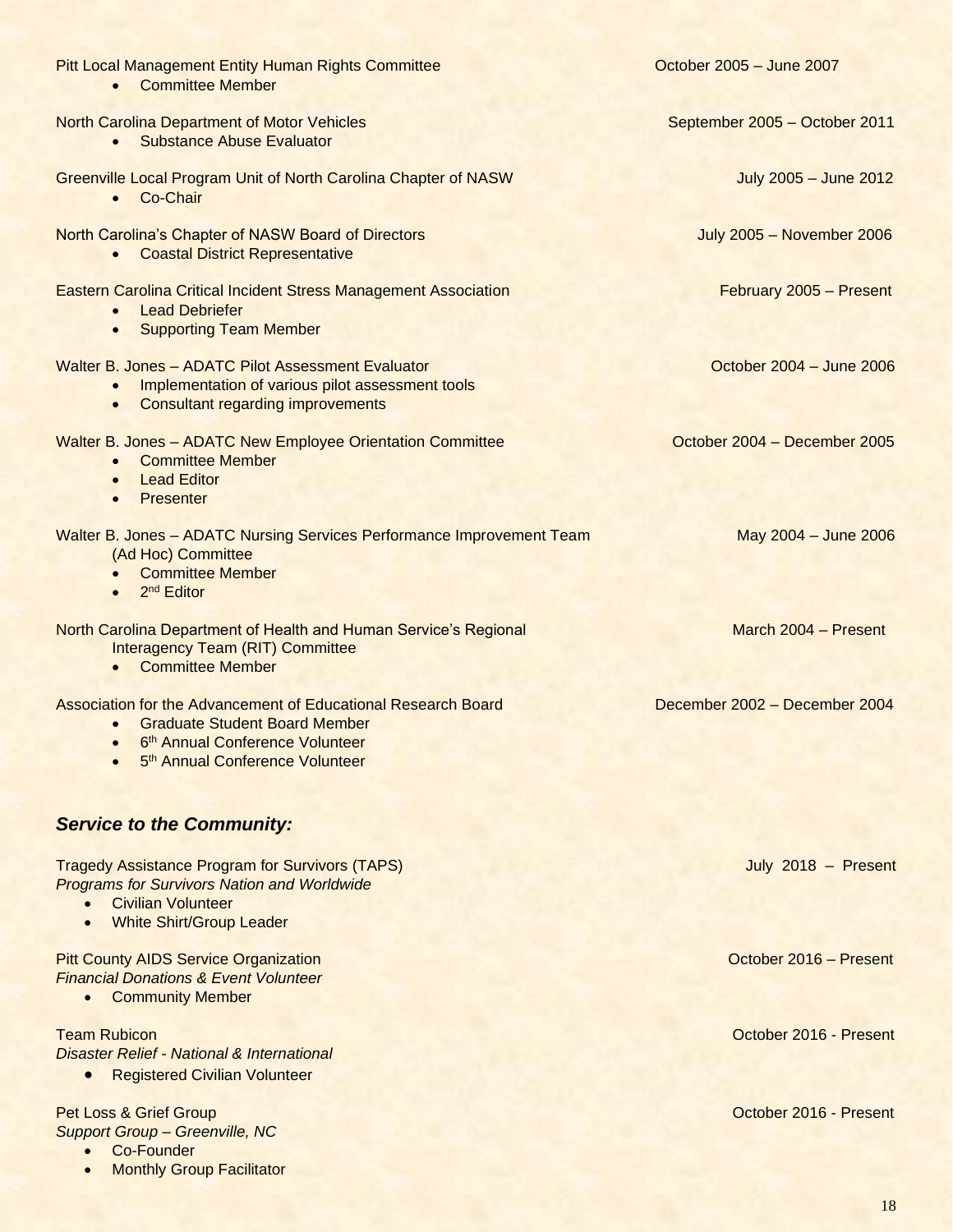Pitt Local Management Entity Human Rights Committee — October 2005 – June 2007

- Committee Member

North Carolina Department of Motor Vehicles — September 2005 – October 2011

- Substance Abuse Evaluator

Greenville Local Program Unit of North Carolina Chapter of NASW — July 2005 – June 2012

- Co-Chair

North Carolina's Chapter of NASW Board of Directors — July 2005 – November 2006

- Coastal District Representative

Eastern Carolina Critical Incident Stress Management Association — February 2005 – Present

- Lead Debriefer
- Supporting Team Member

Walter B. Jones – ADATC Pilot Assessment Evaluator — October 2004 – June 2006

- Implementation of various pilot assessment tools
- Consultant regarding improvements

Walter B. Jones – ADATC New Employee Orientation Committee — October 2004 – December 2005

- Committee Member
- Lead Editor
- Presenter

Walter B. Jones – ADATC Nursing Services Performance Improvement Team (Ad Hoc) Committee — May 2004 – June 2006

- Committee Member
- 2nd Editor

North Carolina Department of Health and Human Service's Regional Interagency Team (RIT) Committee — March 2004 – Present

- Committee Member

Association for the Advancement of Educational Research Board — December 2002 – December 2004

- Graduate Student Board Member
- 6th Annual Conference Volunteer
- 5th Annual Conference Volunteer

## *Service to the Community:*

Tragedy Assistance Program for Survivors (TAPS) — July 2018 – Present
*Programs for Survivors Nation and Worldwide*

- Civilian Volunteer
- White Shirt/Group Leader

Pitt County AIDS Service Organization — October 2016 – Present
*Financial Donations & Event Volunteer*

- Community Member

Team Rubicon — October 2016 - Present
*Disaster Relief - National & International*

- Registered Civilian Volunteer

Pet Loss & Grief Group — October 2016 - Present
*Support Group – Greenville, NC*

- Co-Founder
- Monthly Group Facilitator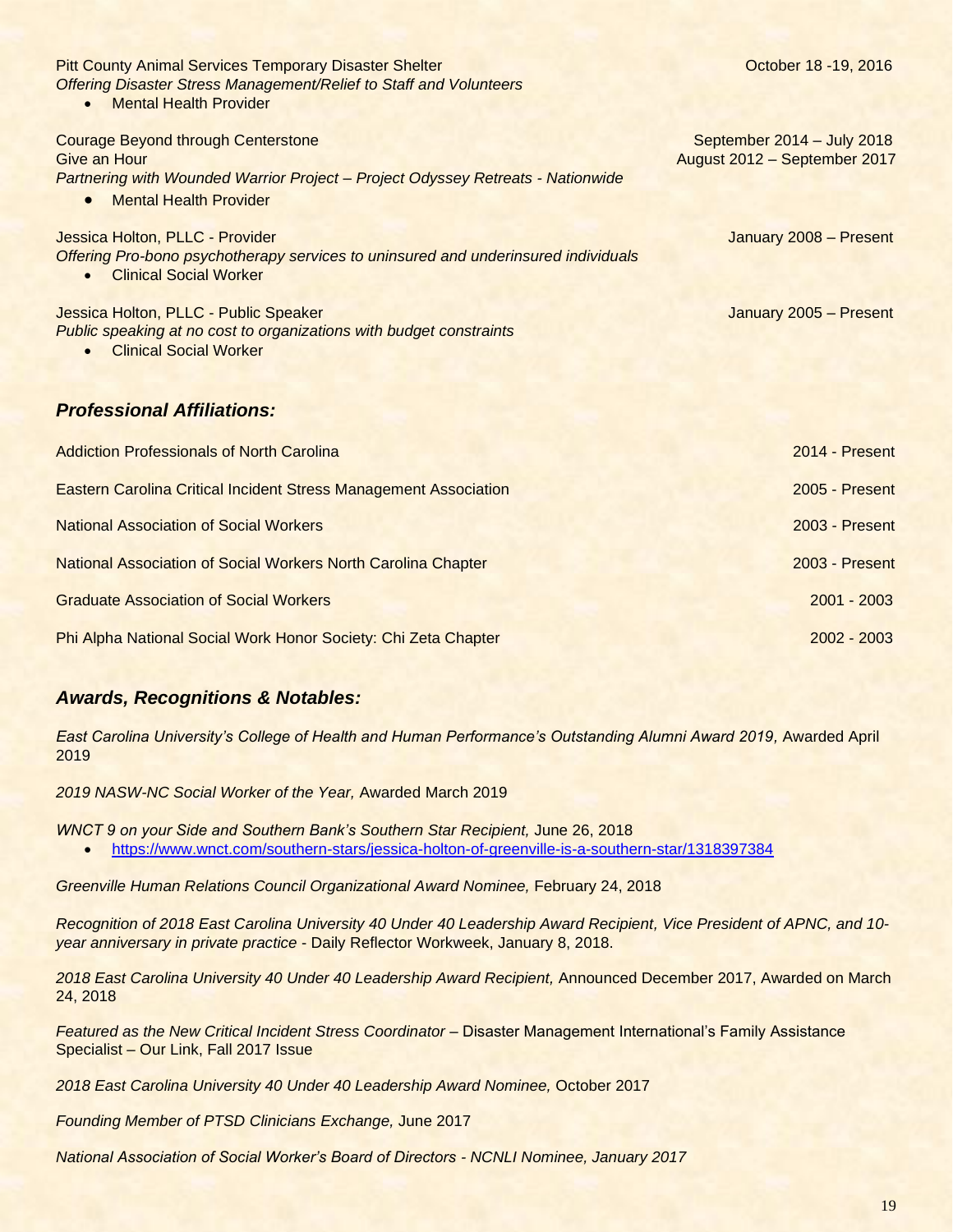Pitt County Animal Services Temporary Disaster Shelter October 18 -19, 2016
*Offering Disaster Stress Management/Relief to Staff and Volunteers*

- Mental Health Provider

Courage Beyond through Centerstone September 2014 – July 2018
Give an Hour August 2012 – September 2017
*Partnering with Wounded Warrior Project – Project Odyssey Retreats - Nationwide*

- Mental Health Provider

Jessica Holton, PLLC - Provider January 2008 – Present
*Offering Pro-bono psychotherapy services to uninsured and underinsured individuals*

- Clinical Social Worker

Jessica Holton, PLLC - Public Speaker January 2005 – Present
*Public speaking at no cost to organizations with budget constraints*

- Clinical Social Worker

## *Professional Affiliations:*

Addiction Professionals of North Carolina 2014 - Present

Eastern Carolina Critical Incident Stress Management Association 2005 - Present

National Association of Social Workers 2003 - Present

National Association of Social Workers North Carolina Chapter 2003 - Present

Graduate Association of Social Workers 2001 - 2003

Phi Alpha National Social Work Honor Society: Chi Zeta Chapter 2002 - 2003

## *Awards, Recognitions & Notables:*

*East Carolina University's College of Health and Human Performance's Outstanding Alumni Award 2019,* Awarded April 2019

*2019 NASW-NC Social Worker of the Year,* Awarded March 2019

*WNCT 9 on your Side and Southern Bank's Southern Star Recipient,* June 26, 2018

- https://www.wnct.com/southern-stars/jessica-holton-of-greenville-is-a-southern-star/1318397384

*Greenville Human Relations Council Organizational Award Nominee,* February 24, 2018

*Recognition of 2018 East Carolina University 40 Under 40 Leadership Award Recipient, Vice President of APNC, and 10-year anniversary in private practice* - Daily Reflector Workweek, January 8, 2018.

*2018 East Carolina University 40 Under 40 Leadership Award Recipient,* Announced December 2017, Awarded on March 24, 2018

*Featured as the New Critical Incident Stress Coordinator* – Disaster Management International's Family Assistance Specialist – Our Link, Fall 2017 Issue

*2018 East Carolina University 40 Under 40 Leadership Award Nominee,* October 2017

*Founding Member of PTSD Clinicians Exchange,* June 2017

*National Association of Social Worker's Board of Directors - NCNLI Nominee, January 2017*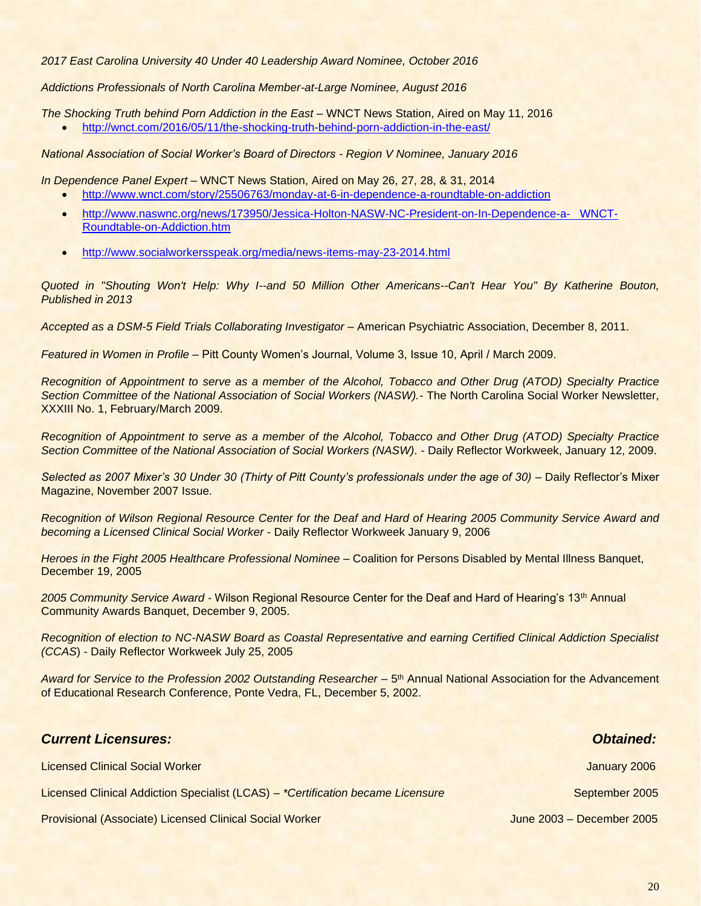*2017 East Carolina University 40 Under 40 Leadership Award Nominee, October 2016*

*Addictions Professionals of North Carolina Member-at-Large Nominee, August 2016*

*The Shocking Truth behind Porn Addiction in the East* – WNCT News Station, Aired on May 11, 2016

- http://wnct.com/2016/05/11/the-shocking-truth-behind-porn-addiction-in-the-east/

*National Association of Social Worker's Board of Directors - Region V Nominee, January 2016*

*In Dependence Panel Expert* – WNCT News Station, Aired on May 26, 27, 28, & 31, 2014

- http://www.wnct.com/story/25506763/monday-at-6-in-dependence-a-roundtable-on-addiction
- http://www.naswnc.org/news/173950/Jessica-Holton-NASW-NC-President-on-In-Dependence-a- WNCT-Roundtable-on-Addiction.htm
- http://www.socialworkersspeak.org/media/news-items-may-23-2014.html

*Quoted in "Shouting Won't Help: Why I--and 50 Million Other Americans--Can't Hear You" By Katherine Bouton, Published in 2013*

*Accepted as a DSM-5 Field Trials Collaborating Investigator* – American Psychiatric Association, December 8, 2011.

*Featured in Women in Profile* – Pitt County Women's Journal, Volume 3, Issue 10, April / March 2009.

*Recognition of Appointment to serve as a member of the Alcohol, Tobacco and Other Drug (ATOD) Specialty Practice Section Committee of the National Association of Social Workers (NASW).* - The North Carolina Social Worker Newsletter, XXXIII No. 1, February/March 2009.

*Recognition of Appointment to serve as a member of the Alcohol, Tobacco and Other Drug (ATOD) Specialty Practice Section Committee of the National Association of Social Workers (NASW).* - Daily Reflector Workweek, January 12, 2009.

*Selected as 2007 Mixer's 30 Under 30 (Thirty of Pitt County's professionals under the age of 30)* – Daily Reflector's Mixer Magazine, November 2007 Issue.

*Recognition of Wilson Regional Resource Center for the Deaf and Hard of Hearing 2005 Community Service Award and becoming a Licensed Clinical Social Worker* - Daily Reflector Workweek January 9, 2006

*Heroes in the Fight 2005 Healthcare Professional Nominee* – Coalition for Persons Disabled by Mental Illness Banquet, December 19, 2005

*2005 Community Service Award* - Wilson Regional Resource Center for the Deaf and Hard of Hearing's 13th Annual Community Awards Banquet, December 9, 2005.

*Recognition of election to NC-NASW Board as Coastal Representative and earning Certified Clinical Addiction Specialist (CCAS*) - Daily Reflector Workweek July 25, 2005

*Award for Service to the Profession 2002 Outstanding Researcher* – 5th Annual National Association for the Advancement of Educational Research Conference, Ponte Vedra, FL, December 5, 2002.

| ***Current Licensures:*** | ***Obtained:*** |
|---|---|
| Licensed Clinical Social Worker | January 2006 |
| Licensed Clinical Addiction Specialist (LCAS) – *\*Certification became Licensure* | September 2005 |
| Provisional (Associate) Licensed Clinical Social Worker | June 2003 – December 2005 |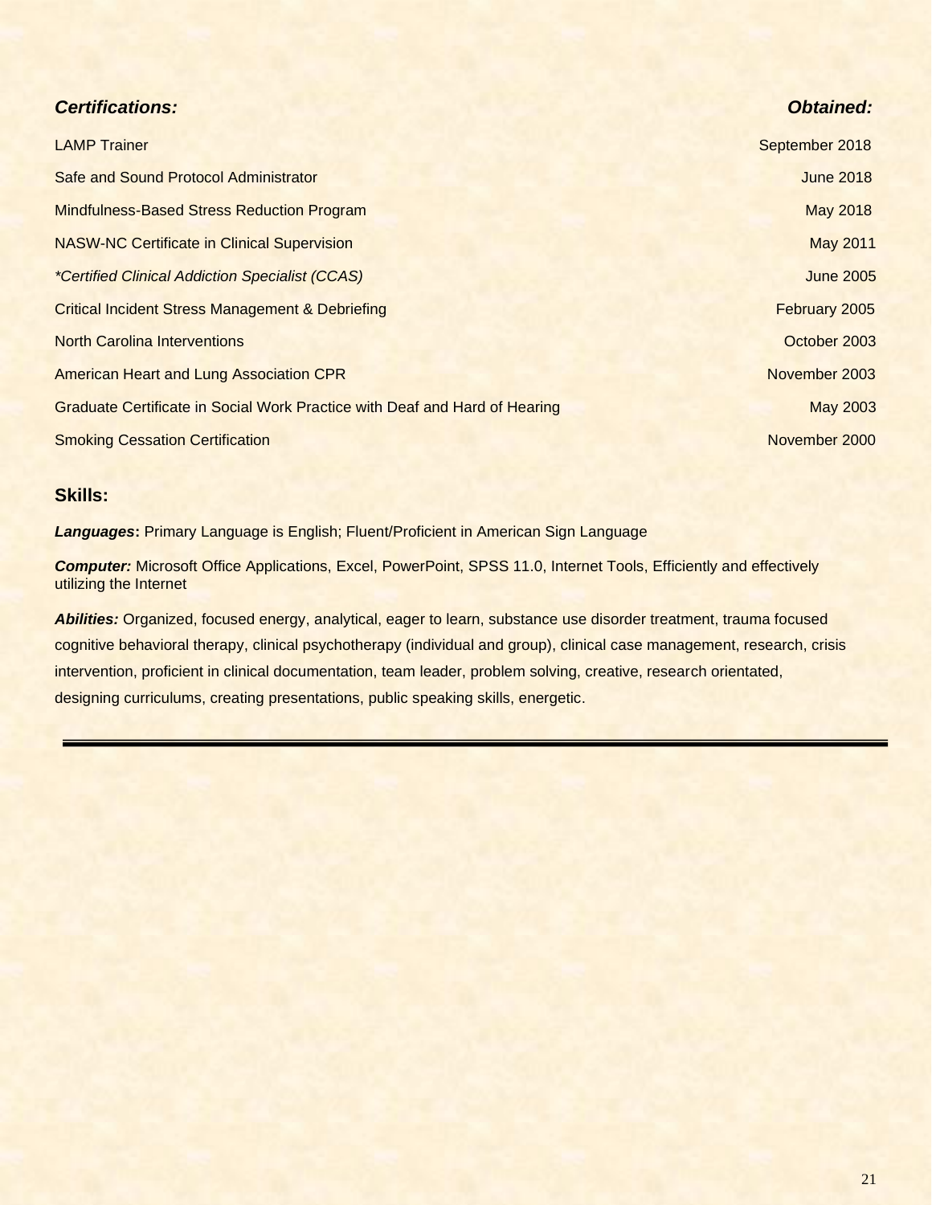| ***Certifications:*** | ***Obtained:*** |
| --- | --- |
| LAMP Trainer | September 2018 |
| Safe and Sound Protocol Administrator | June 2018 |
| Mindfulness-Based Stress Reduction Program | May 2018 |
| NASW-NC Certificate in Clinical Supervision | May 2011 |
| **Certified Clinical Addiction Specialist (CCAS)* | June 2005 |
| Critical Incident Stress Management & Debriefing | February 2005 |
| North Carolina Interventions | October 2003 |
| American Heart and Lung Association CPR | November 2003 |
| Graduate Certificate in Social Work Practice with Deaf and Hard of Hearing | May 2003 |
| Smoking Cessation Certification | November 2000 |

## Skills:

***Languages*****:** Primary Language is English; Fluent/Proficient in American Sign Language

***Computer:*** Microsoft Office Applications, Excel, PowerPoint, SPSS 11.0, Internet Tools, Efficiently and effectively utilizing the Internet

***Abilities:*** Organized, focused energy, analytical, eager to learn, substance use disorder treatment, trauma focused cognitive behavioral therapy, clinical psychotherapy (individual and group), clinical case management, research, crisis intervention, proficient in clinical documentation, team leader, problem solving, creative, research orientated, designing curriculums, creating presentations, public speaking skills, energetic.